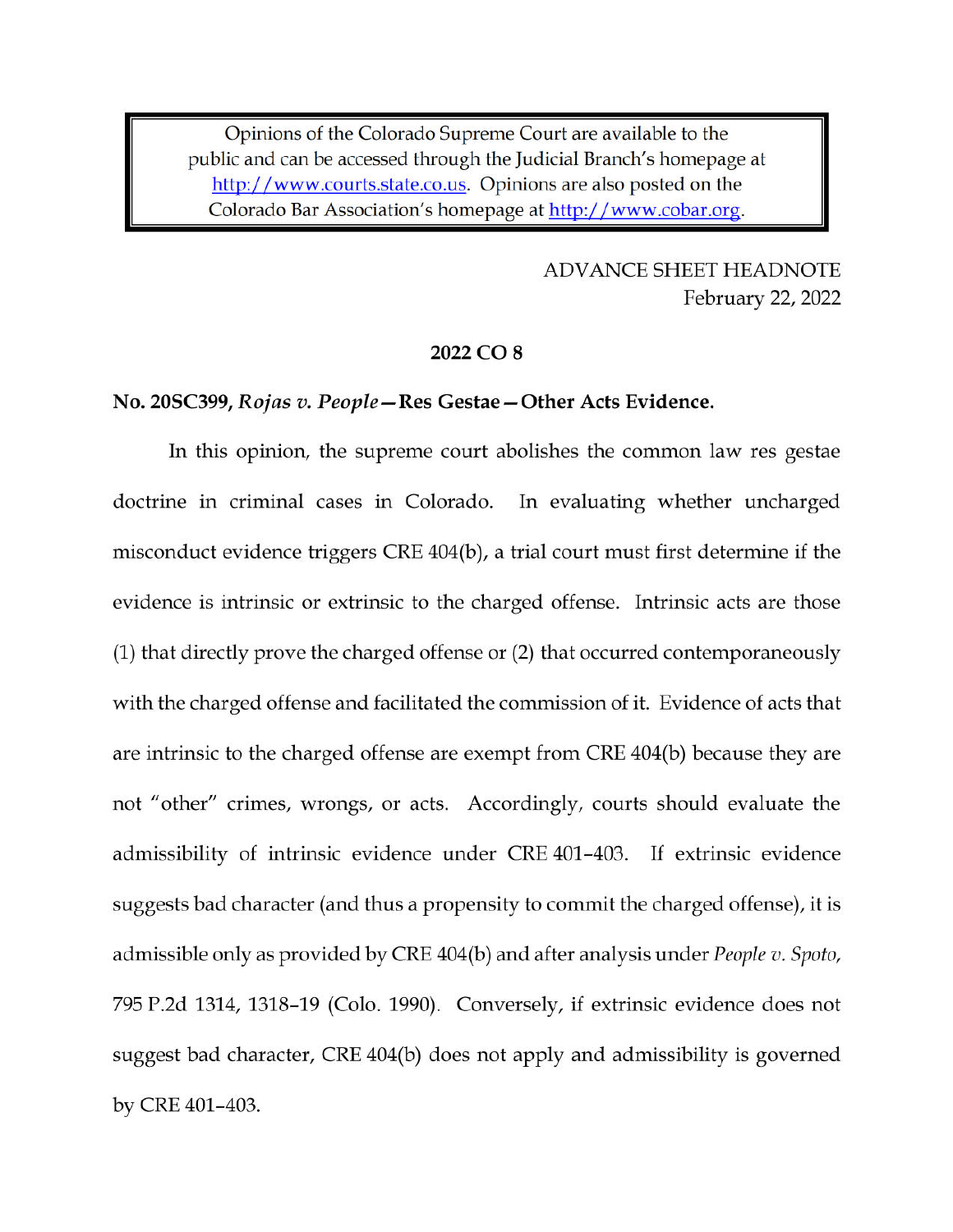Opinions of the Colorado Supreme Court are available to the public and can be accessed through the Judicial Branch's homepage at http://www.courts.state.co.us. Opinions are also posted on the Colorado Bar Association's homepage at http://www.cobar.org.

ADVANCE SHEET HEADNOTE
February 22, 2022

**2022 CO 8**

**No. 20SC399, *Rojas v. People*—Res Gestae—Other Acts Evidence.**

In this opinion, the supreme court abolishes the common law res gestae doctrine in criminal cases in Colorado. In evaluating whether uncharged misconduct evidence triggers CRE 404(b), a trial court must first determine if the evidence is intrinsic or extrinsic to the charged offense. Intrinsic acts are those (1) that directly prove the charged offense or (2) that occurred contemporaneously with the charged offense and facilitated the commission of it. Evidence of acts that are intrinsic to the charged offense are exempt from CRE 404(b) because they are not "other" crimes, wrongs, or acts. Accordingly, courts should evaluate the admissibility of intrinsic evidence under CRE 401–403. If extrinsic evidence suggests bad character (and thus a propensity to commit the charged offense), it is admissible only as provided by CRE 404(b) and after analysis under *People v. Spoto*, 795 P.2d 1314, 1318–19 (Colo. 1990). Conversely, if extrinsic evidence does not suggest bad character, CRE 404(b) does not apply and admissibility is governed by CRE 401–403.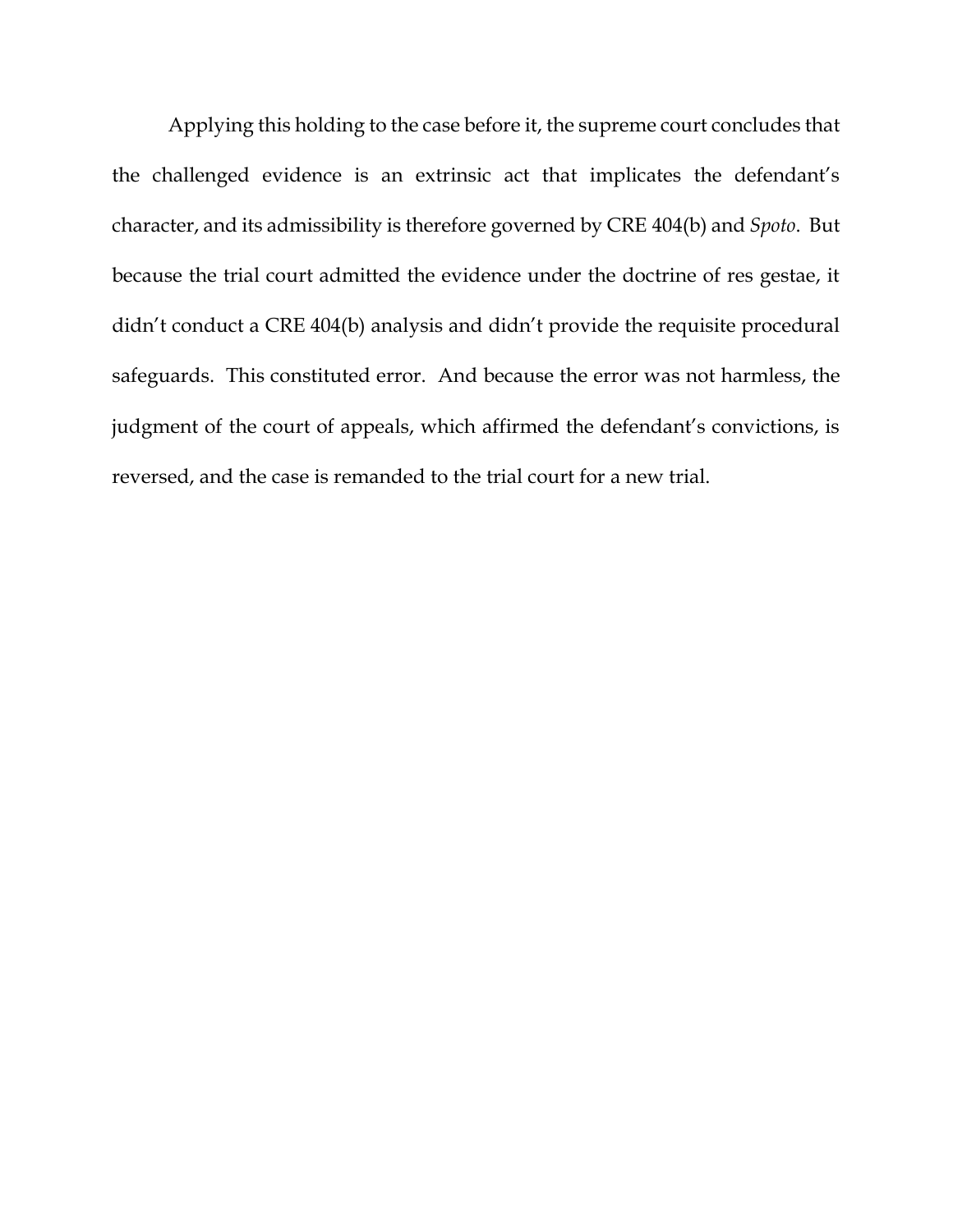Applying this holding to the case before it, the supreme court concludes that the challenged evidence is an extrinsic act that implicates the defendant's character, and its admissibility is therefore governed by CRE 404(b) and *Spoto*. But because the trial court admitted the evidence under the doctrine of res gestae, it didn't conduct a CRE 404(b) analysis and didn't provide the requisite procedural safeguards. This constituted error. And because the error was not harmless, the judgment of the court of appeals, which affirmed the defendant's convictions, is reversed, and the case is remanded to the trial court for a new trial.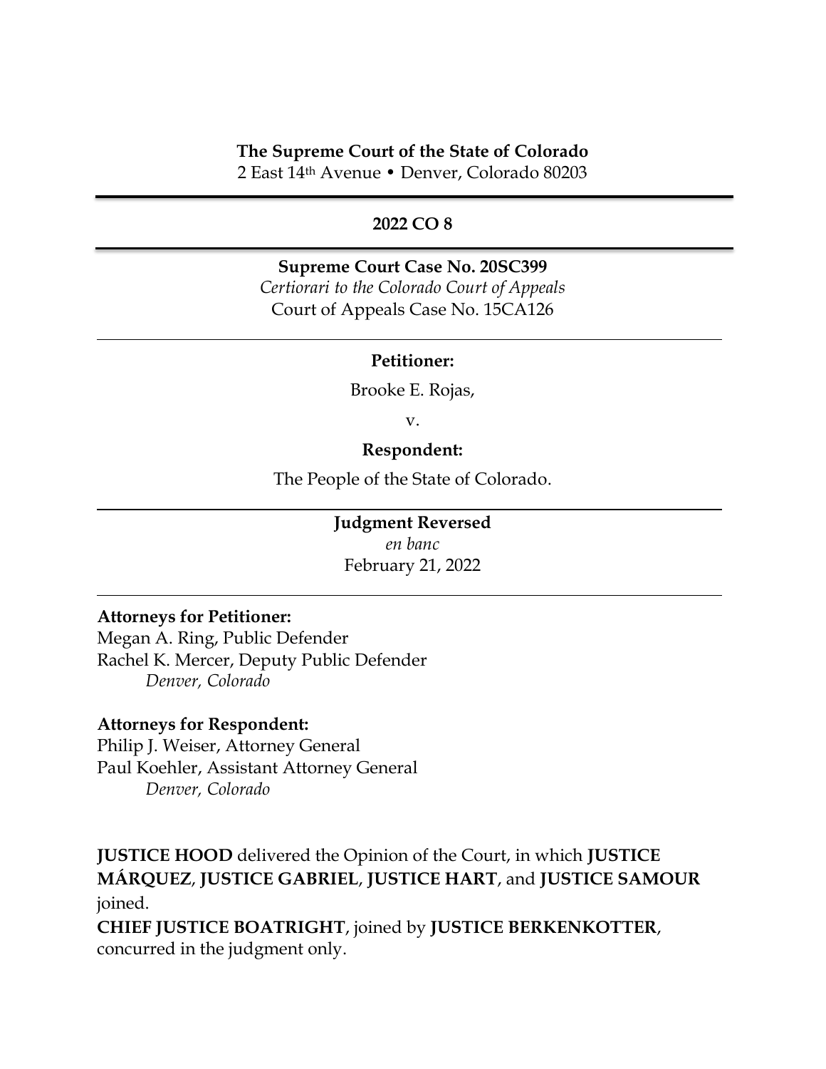**The Supreme Court of the State of Colorado**
2 East 14th Avenue • Denver, Colorado 80203

---

**2022 CO 8**

---

**Supreme Court Case No. 20SC399**
*Certiorari to the Colorado Court of Appeals*
Court of Appeals Case No. 15CA126

---

**Petitioner:**

Brooke E. Rojas,

v.

**Respondent:**

The People of the State of Colorado.

---

**Judgment Reversed**
*en banc*
February 21, 2022

---

**Attorneys for Petitioner:**
Megan A. Ring, Public Defender
Rachel K. Mercer, Deputy Public Defender
*Denver, Colorado*

**Attorneys for Respondent:**
Philip J. Weiser, Attorney General
Paul Koehler, Assistant Attorney General
*Denver, Colorado*

**JUSTICE HOOD** delivered the Opinion of the Court, in which **JUSTICE MÁRQUEZ**, **JUSTICE GABRIEL**, **JUSTICE HART**, and **JUSTICE SAMOUR** joined.
**CHIEF JUSTICE BOATRIGHT**, joined by **JUSTICE BERKENKOTTER**, concurred in the judgment only.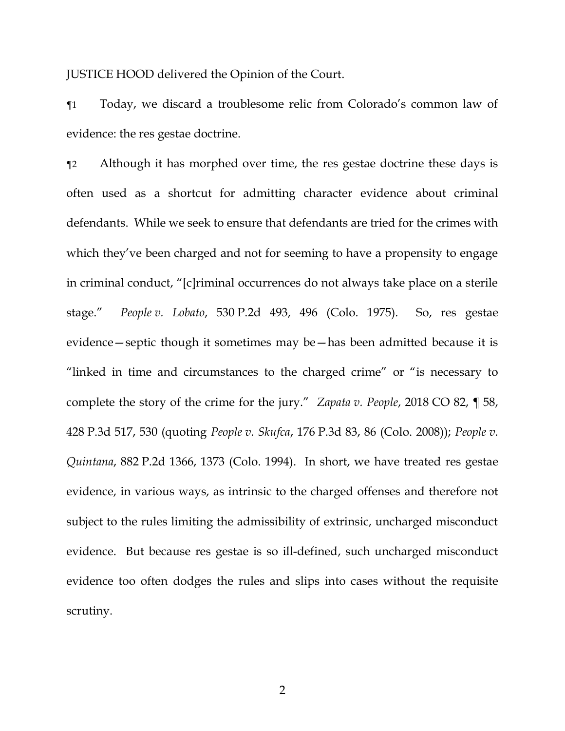JUSTICE HOOD delivered the Opinion of the Court.

¶1 Today, we discard a troublesome relic from Colorado's common law of evidence: the res gestae doctrine.

¶2 Although it has morphed over time, the res gestae doctrine these days is often used as a shortcut for admitting character evidence about criminal defendants. While we seek to ensure that defendants are tried for the crimes with which they've been charged and not for seeming to have a propensity to engage in criminal conduct, "[c]riminal occurrences do not always take place on a sterile stage." *People v. Lobato*, 530 P.2d 493, 496 (Colo. 1975). So, res gestae evidence—septic though it sometimes may be—has been admitted because it is "linked in time and circumstances to the charged crime" or "is necessary to complete the story of the crime for the jury." *Zapata v. People*, 2018 CO 82, ¶ 58, 428 P.3d 517, 530 (quoting *People v. Skufca*, 176 P.3d 83, 86 (Colo. 2008)); *People v. Quintana*, 882 P.2d 1366, 1373 (Colo. 1994). In short, we have treated res gestae evidence, in various ways, as intrinsic to the charged offenses and therefore not subject to the rules limiting the admissibility of extrinsic, uncharged misconduct evidence. But because res gestae is so ill-defined, such uncharged misconduct evidence too often dodges the rules and slips into cases without the requisite scrutiny.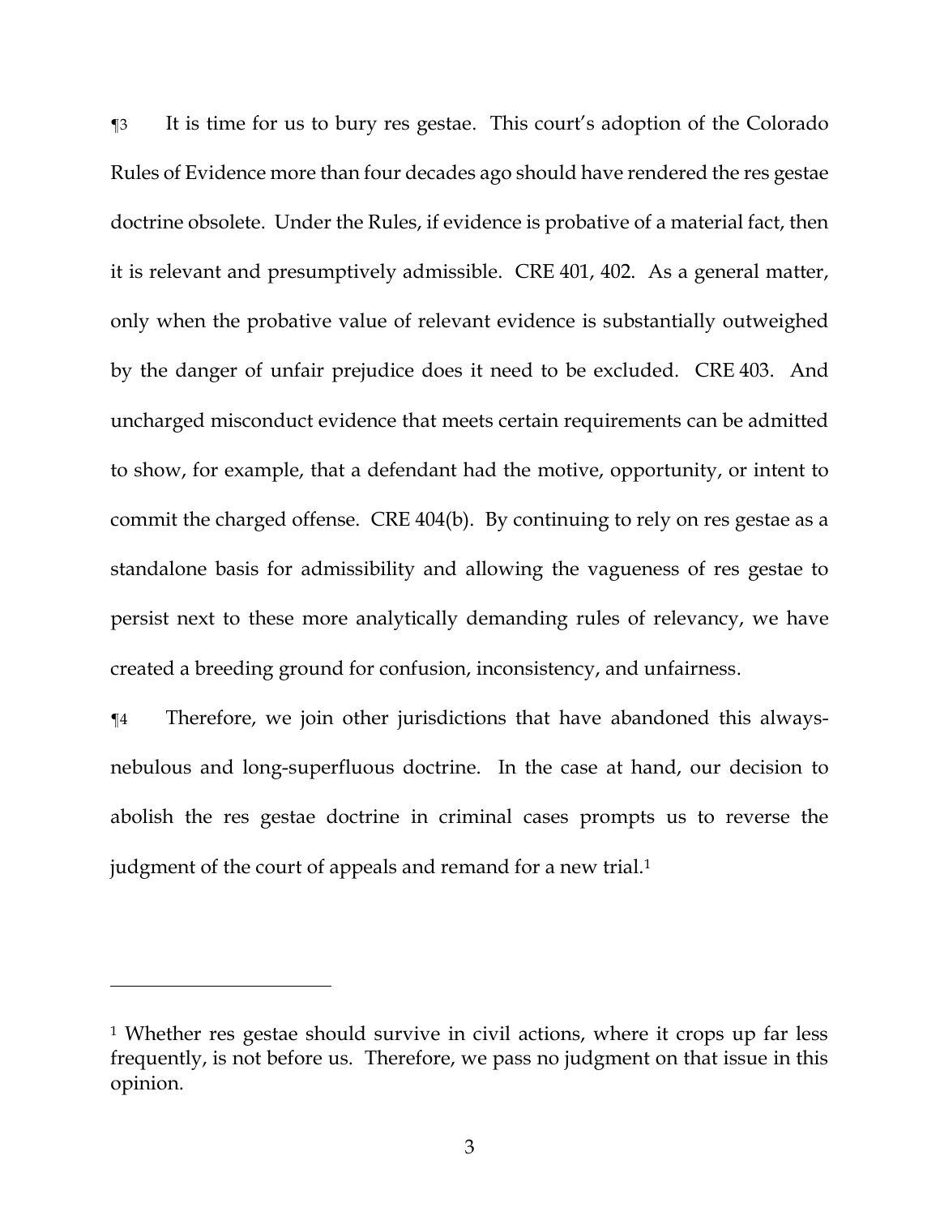¶3 It is time for us to bury res gestae. This court's adoption of the Colorado Rules of Evidence more than four decades ago should have rendered the res gestae doctrine obsolete. Under the Rules, if evidence is probative of a material fact, then it is relevant and presumptively admissible. CRE 401, 402. As a general matter, only when the probative value of relevant evidence is substantially outweighed by the danger of unfair prejudice does it need to be excluded. CRE 403. And uncharged misconduct evidence that meets certain requirements can be admitted to show, for example, that a defendant had the motive, opportunity, or intent to commit the charged offense. CRE 404(b). By continuing to rely on res gestae as a standalone basis for admissibility and allowing the vagueness of res gestae to persist next to these more analytically demanding rules of relevancy, we have created a breeding ground for confusion, inconsistency, and unfairness.

¶4 Therefore, we join other jurisdictions that have abandoned this always-nebulous and long-superfluous doctrine. In the case at hand, our decision to abolish the res gestae doctrine in criminal cases prompts us to reverse the judgment of the court of appeals and remand for a new trial.[1]

---

[1] Whether res gestae should survive in civil actions, where it crops up far less frequently, is not before us. Therefore, we pass no judgment on that issue in this opinion.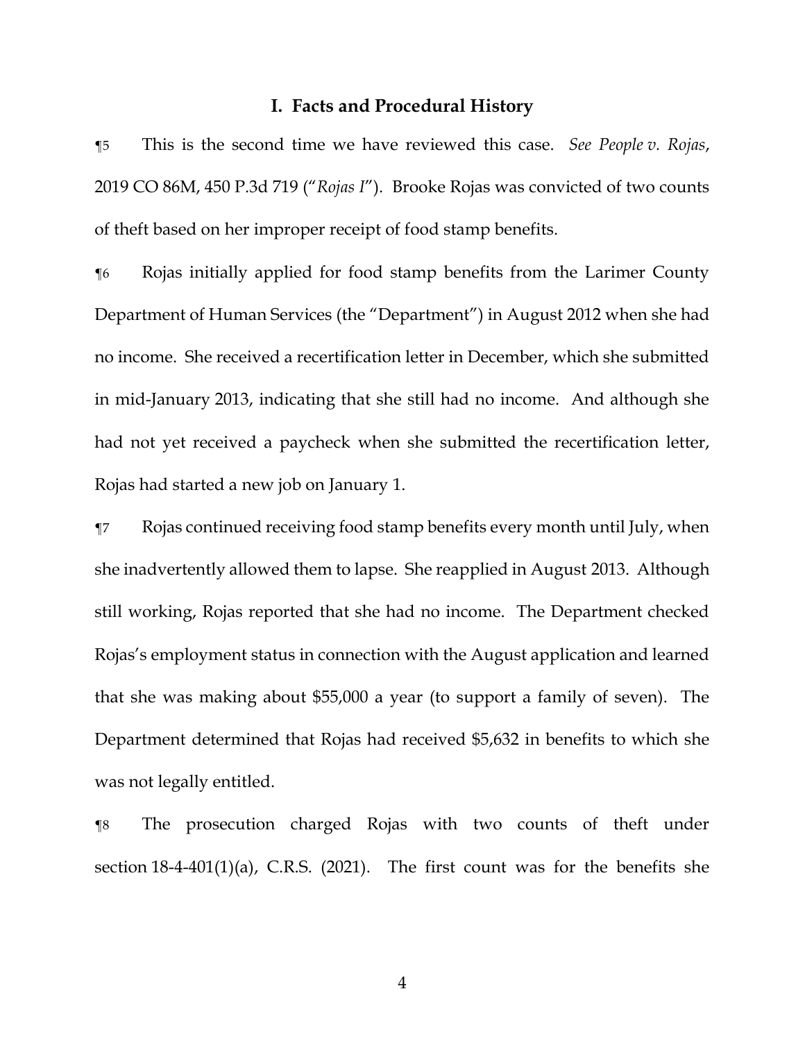## I. Facts and Procedural History

¶5 This is the second time we have reviewed this case. *See People v. Rojas*, 2019 CO 86M, 450 P.3d 719 ("*Rojas I*"). Brooke Rojas was convicted of two counts of theft based on her improper receipt of food stamp benefits.

¶6 Rojas initially applied for food stamp benefits from the Larimer County Department of Human Services (the "Department") in August 2012 when she had no income. She received a recertification letter in December, which she submitted in mid-January 2013, indicating that she still had no income. And although she had not yet received a paycheck when she submitted the recertification letter, Rojas had started a new job on January 1.

¶7 Rojas continued receiving food stamp benefits every month until July, when she inadvertently allowed them to lapse. She reapplied in August 2013. Although still working, Rojas reported that she had no income. The Department checked Rojas's employment status in connection with the August application and learned that she was making about $55,000 a year (to support a family of seven). The Department determined that Rojas had received $5,632 in benefits to which she was not legally entitled.

¶8 The prosecution charged Rojas with two counts of theft under section 18-4-401(1)(a), C.R.S. (2021). The first count was for the benefits she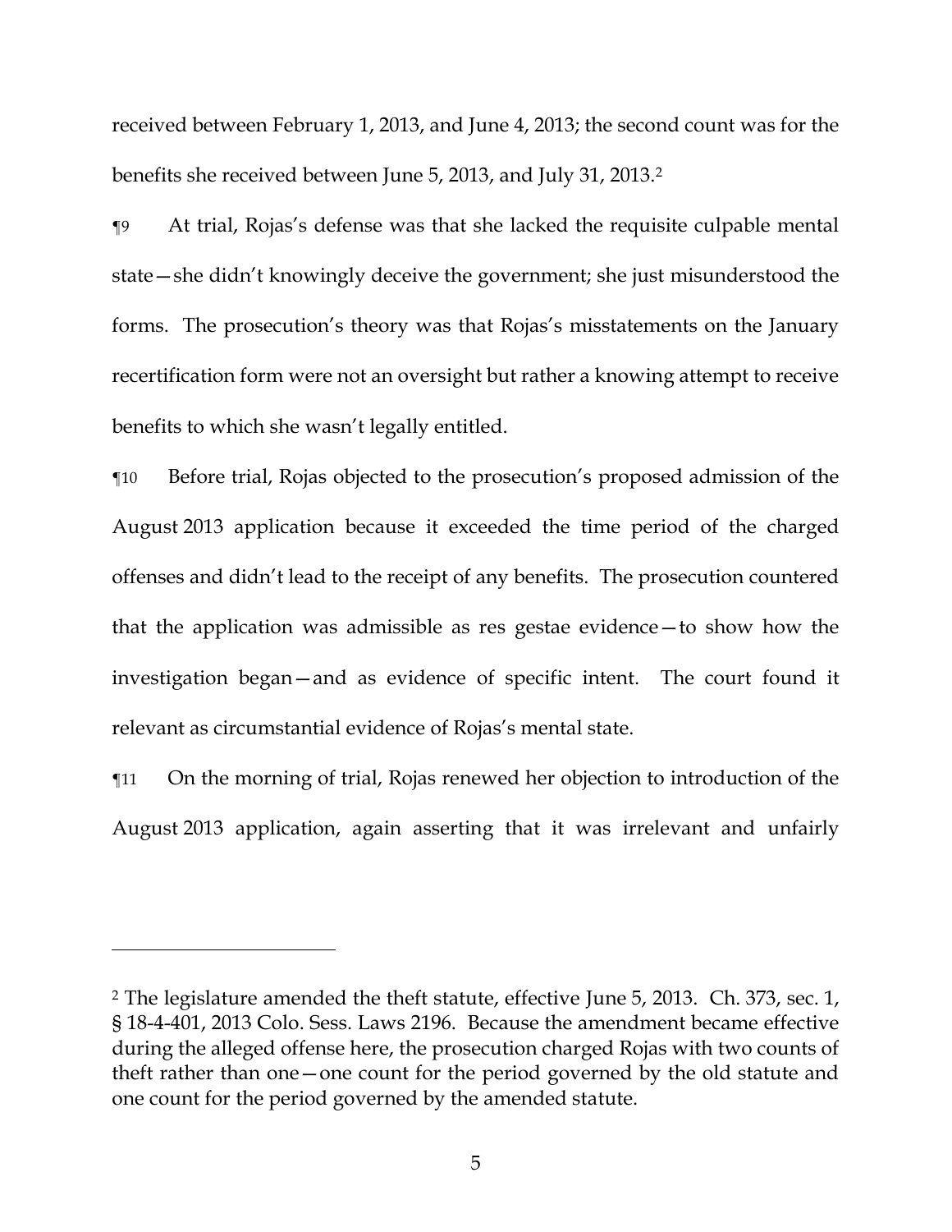received between February 1, 2013, and June 4, 2013; the second count was for the benefits she received between June 5, 2013, and July 31, 2013.[2]

¶9 At trial, Rojas's defense was that she lacked the requisite culpable mental state—she didn't knowingly deceive the government; she just misunderstood the forms. The prosecution's theory was that Rojas's misstatements on the January recertification form were not an oversight but rather a knowing attempt to receive benefits to which she wasn't legally entitled.

¶10 Before trial, Rojas objected to the prosecution's proposed admission of the August 2013 application because it exceeded the time period of the charged offenses and didn't lead to the receipt of any benefits. The prosecution countered that the application was admissible as res gestae evidence—to show how the investigation began—and as evidence of specific intent. The court found it relevant as circumstantial evidence of Rojas's mental state.

¶11 On the morning of trial, Rojas renewed her objection to introduction of the August 2013 application, again asserting that it was irrelevant and unfairly

---

[2] The legislature amended the theft statute, effective June 5, 2013. Ch. 373, sec. 1, § 18-4-401, 2013 Colo. Sess. Laws 2196. Because the amendment became effective during the alleged offense here, the prosecution charged Rojas with two counts of theft rather than one—one count for the period governed by the old statute and one count for the period governed by the amended statute.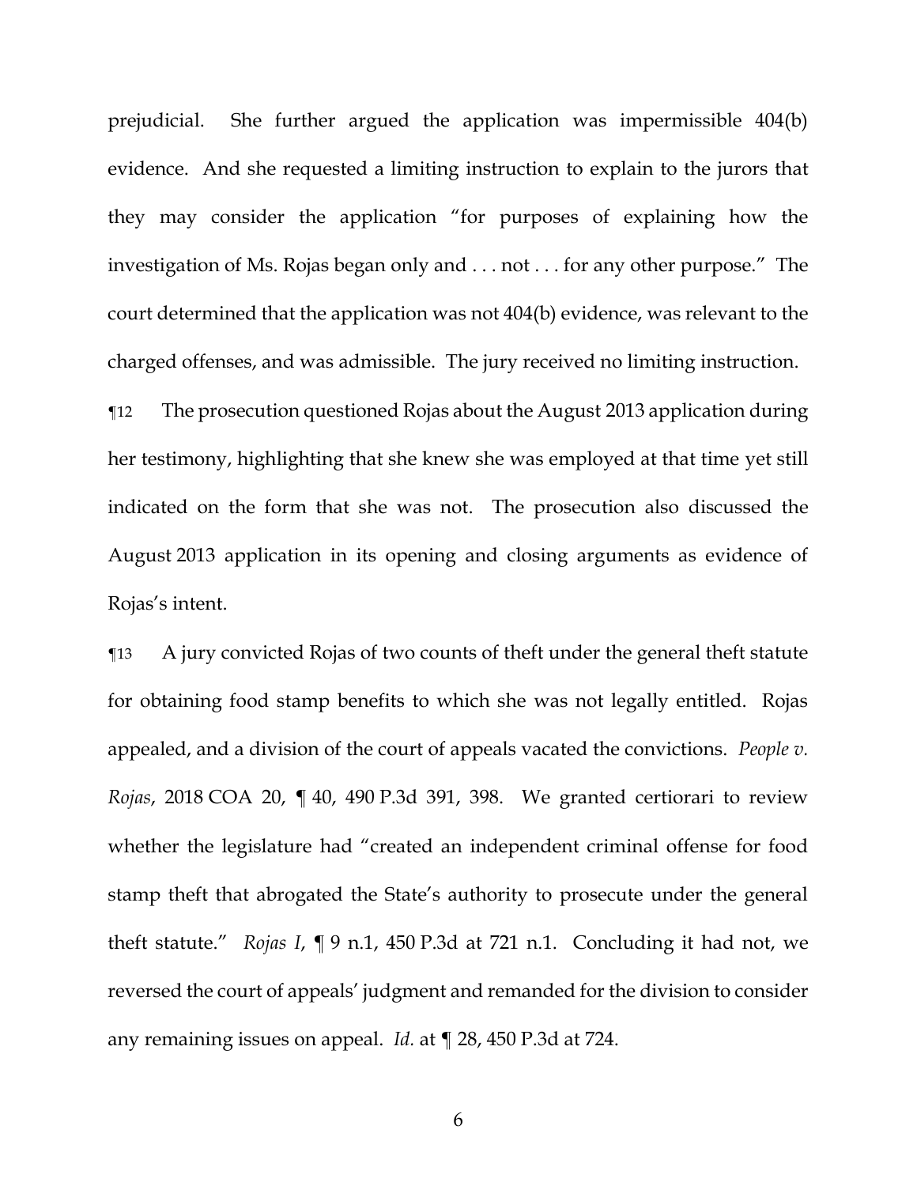prejudicial. She further argued the application was impermissible 404(b) evidence. And she requested a limiting instruction to explain to the jurors that they may consider the application "for purposes of explaining how the investigation of Ms. Rojas began only and . . . not . . . for any other purpose." The court determined that the application was not 404(b) evidence, was relevant to the charged offenses, and was admissible. The jury received no limiting instruction.

¶12 The prosecution questioned Rojas about the August 2013 application during her testimony, highlighting that she knew she was employed at that time yet still indicated on the form that she was not. The prosecution also discussed the August 2013 application in its opening and closing arguments as evidence of Rojas's intent.

¶13 A jury convicted Rojas of two counts of theft under the general theft statute for obtaining food stamp benefits to which she was not legally entitled. Rojas appealed, and a division of the court of appeals vacated the convictions. *People v. Rojas*, 2018 COA 20, ¶ 40, 490 P.3d 391, 398. We granted certiorari to review whether the legislature had "created an independent criminal offense for food stamp theft that abrogated the State's authority to prosecute under the general theft statute." *Rojas I*, ¶ 9 n.1, 450 P.3d at 721 n.1. Concluding it had not, we reversed the court of appeals' judgment and remanded for the division to consider any remaining issues on appeal. *Id.* at ¶ 28, 450 P.3d at 724.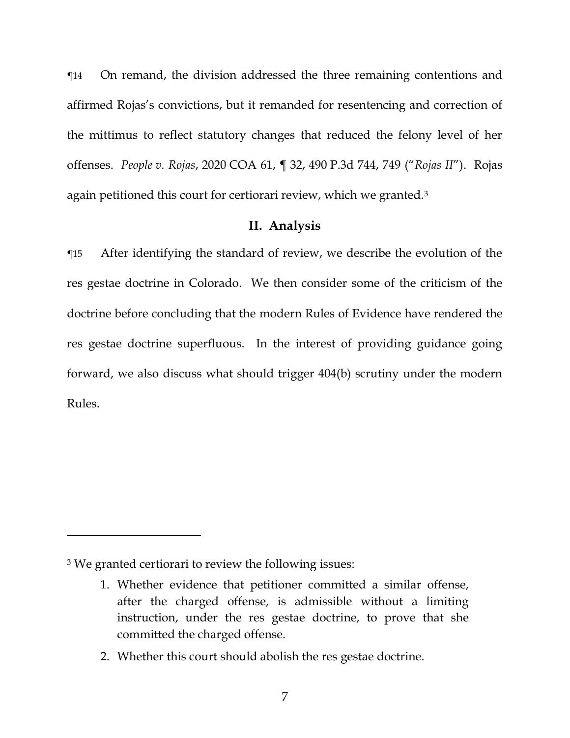¶14 On remand, the division addressed the three remaining contentions and affirmed Rojas's convictions, but it remanded for resentencing and correction of the mittimus to reflect statutory changes that reduced the felony level of her offenses. *People v. Rojas*, 2020 COA 61, ¶ 32, 490 P.3d 744, 749 ("*Rojas II*"). Rojas again petitioned this court for certiorari review, which we granted.[3]

## II. Analysis

¶15 After identifying the standard of review, we describe the evolution of the res gestae doctrine in Colorado. We then consider some of the criticism of the doctrine before concluding that the modern Rules of Evidence have rendered the res gestae doctrine superfluous. In the interest of providing guidance going forward, we also discuss what should trigger 404(b) scrutiny under the modern Rules.

---

[3] We granted certiorari to review the following issues:

> 1. Whether evidence that petitioner committed a similar offense, after the charged offense, is admissible without a limiting instruction, under the res gestae doctrine, to prove that she committed the charged offense.
>
> 2. Whether this court should abolish the res gestae doctrine.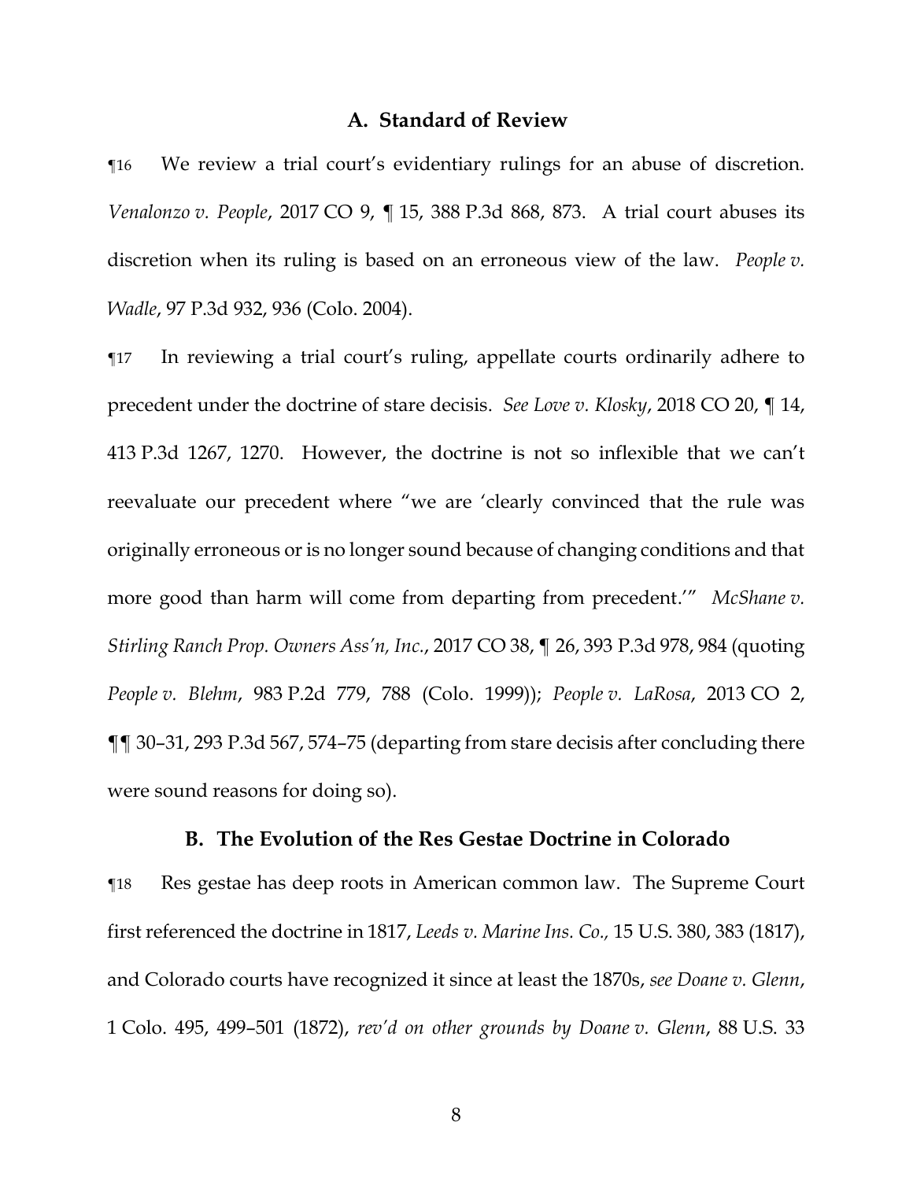## A. Standard of Review

¶16 We review a trial court's evidentiary rulings for an abuse of discretion. *Venalonzo v. People*, 2017 CO 9, ¶ 15, 388 P.3d 868, 873. A trial court abuses its discretion when its ruling is based on an erroneous view of the law. *People v. Wadle*, 97 P.3d 932, 936 (Colo. 2004).

¶17 In reviewing a trial court's ruling, appellate courts ordinarily adhere to precedent under the doctrine of stare decisis. *See Love v. Klosky*, 2018 CO 20, ¶ 14, 413 P.3d 1267, 1270. However, the doctrine is not so inflexible that we can't reevaluate our precedent where "we are 'clearly convinced that the rule was originally erroneous or is no longer sound because of changing conditions and that more good than harm will come from departing from precedent.'" *McShane v. Stirling Ranch Prop. Owners Ass'n, Inc.*, 2017 CO 38, ¶ 26, 393 P.3d 978, 984 (quoting *People v. Blehm*, 983 P.2d 779, 788 (Colo. 1999)); *People v. LaRosa*, 2013 CO 2, ¶¶ 30–31, 293 P.3d 567, 574–75 (departing from stare decisis after concluding there were sound reasons for doing so).

## B. The Evolution of the Res Gestae Doctrine in Colorado

¶18 Res gestae has deep roots in American common law. The Supreme Court first referenced the doctrine in 1817, *Leeds v. Marine Ins. Co.*, 15 U.S. 380, 383 (1817), and Colorado courts have recognized it since at least the 1870s, *see Doane v. Glenn*, 1 Colo. 495, 499–501 (1872), *rev'd on other grounds by Doane v. Glenn*, 88 U.S. 33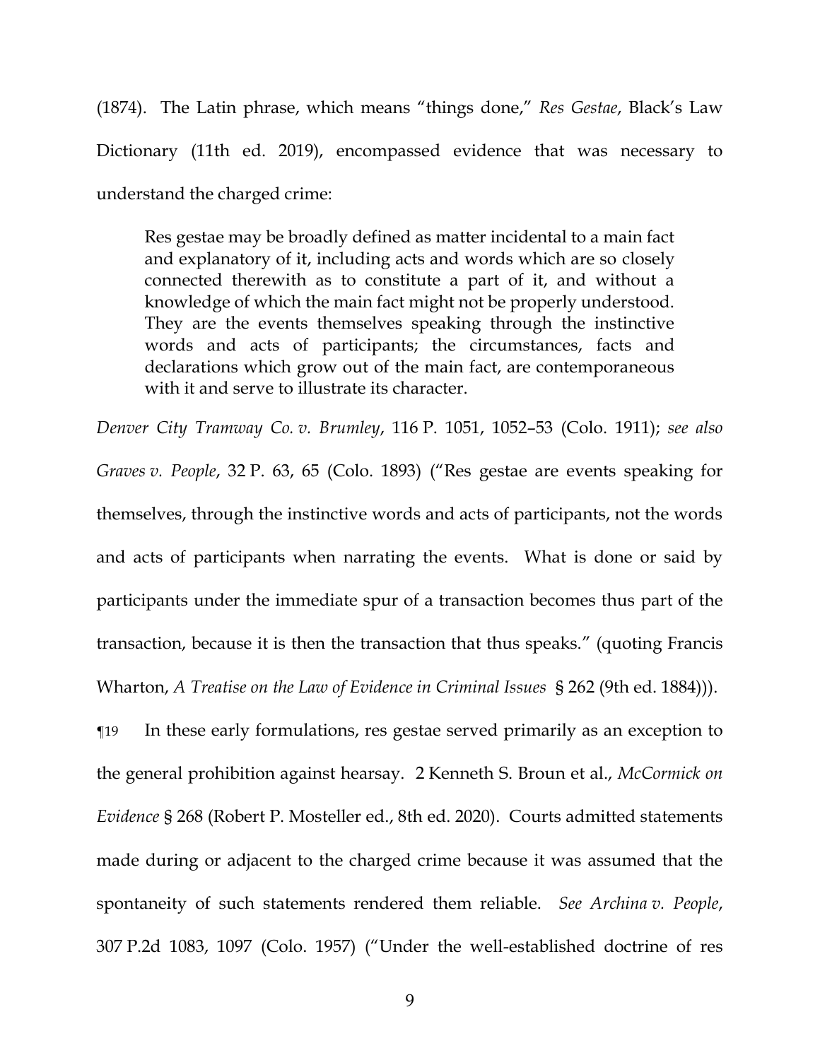(1874). The Latin phrase, which means "things done," *Res Gestae*, Black's Law Dictionary (11th ed. 2019), encompassed evidence that was necessary to understand the charged crime:

> Res gestae may be broadly defined as matter incidental to a main fact and explanatory of it, including acts and words which are so closely connected therewith as to constitute a part of it, and without a knowledge of which the main fact might not be properly understood. They are the events themselves speaking through the instinctive words and acts of participants; the circumstances, facts and declarations which grow out of the main fact, are contemporaneous with it and serve to illustrate its character.

*Denver City Tramway Co. v. Brumley*, 116 P. 1051, 1052–53 (Colo. 1911); *see also Graves v. People*, 32 P. 63, 65 (Colo. 1893) ("Res gestae are events speaking for themselves, through the instinctive words and acts of participants, not the words and acts of participants when narrating the events. What is done or said by participants under the immediate spur of a transaction becomes thus part of the transaction, because it is then the transaction that thus speaks." (quoting Francis Wharton, *A Treatise on the Law of Evidence in Criminal Issues* § 262 (9th ed. 1884))).

¶19 In these early formulations, res gestae served primarily as an exception to the general prohibition against hearsay. 2 Kenneth S. Broun et al., *McCormick on Evidence* § 268 (Robert P. Mosteller ed., 8th ed. 2020). Courts admitted statements made during or adjacent to the charged crime because it was assumed that the spontaneity of such statements rendered them reliable. *See Archina v. People*, 307 P.2d 1083, 1097 (Colo. 1957) ("Under the well-established doctrine of res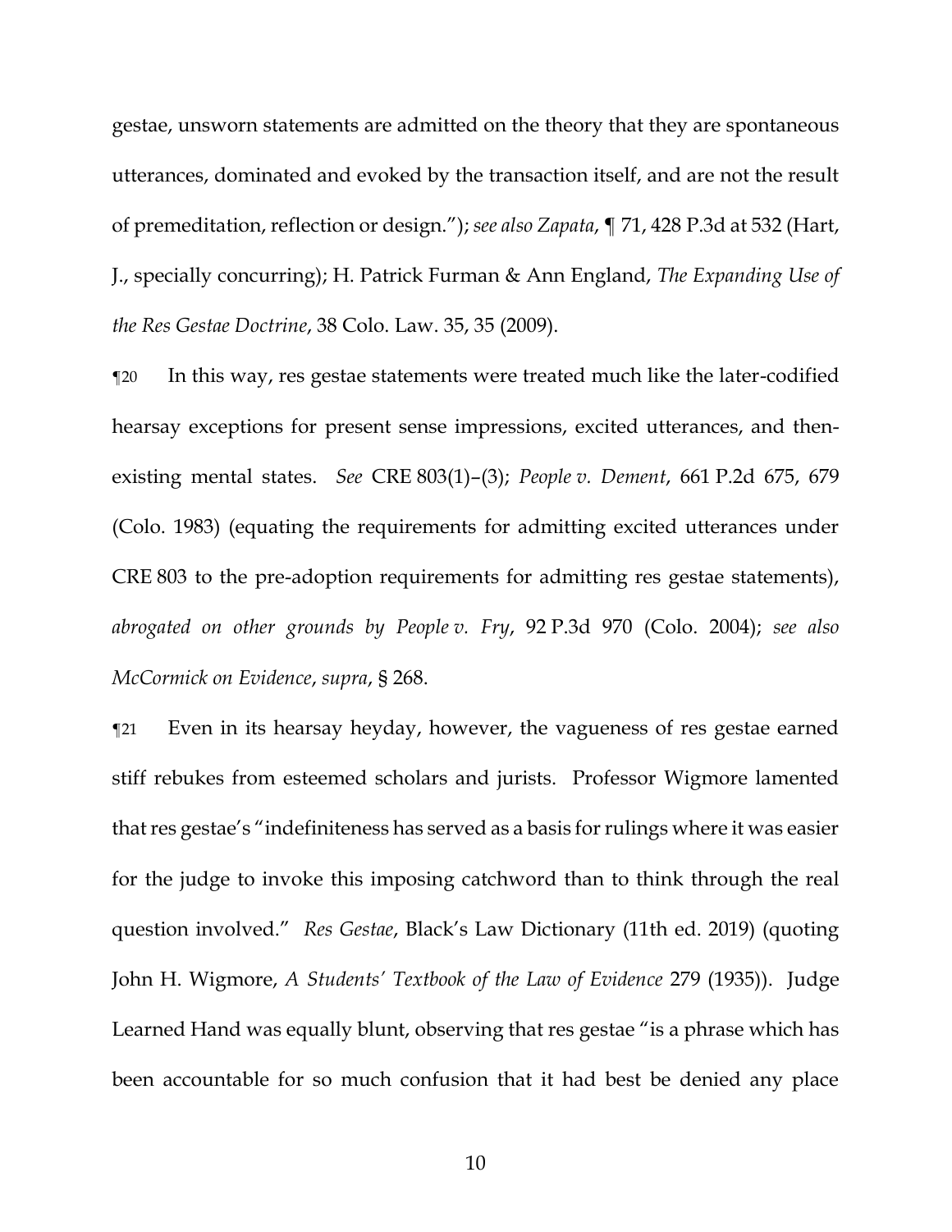gestae, unsworn statements are admitted on the theory that they are spontaneous utterances, dominated and evoked by the transaction itself, and are not the result of premeditation, reflection or design."); *see also Zapata*, ¶ 71, 428 P.3d at 532 (Hart, J., specially concurring); H. Patrick Furman & Ann England, *The Expanding Use of the Res Gestae Doctrine*, 38 Colo. Law. 35, 35 (2009).

¶20 In this way, res gestae statements were treated much like the later-codified hearsay exceptions for present sense impressions, excited utterances, and then-existing mental states. *See* CRE 803(1)–(3); *People v. Dement*, 661 P.2d 675, 679 (Colo. 1983) (equating the requirements for admitting excited utterances under CRE 803 to the pre-adoption requirements for admitting res gestae statements), *abrogated on other grounds by People v. Fry*, 92 P.3d 970 (Colo. 2004); *see also McCormick on Evidence*, *supra*, § 268.

¶21 Even in its hearsay heyday, however, the vagueness of res gestae earned stiff rebukes from esteemed scholars and jurists. Professor Wigmore lamented that res gestae's "indefiniteness has served as a basis for rulings where it was easier for the judge to invoke this imposing catchword than to think through the real question involved." *Res Gestae*, Black's Law Dictionary (11th ed. 2019) (quoting John H. Wigmore, *A Students' Textbook of the Law of Evidence* 279 (1935)). Judge Learned Hand was equally blunt, observing that res gestae "is a phrase which has been accountable for so much confusion that it had best be denied any place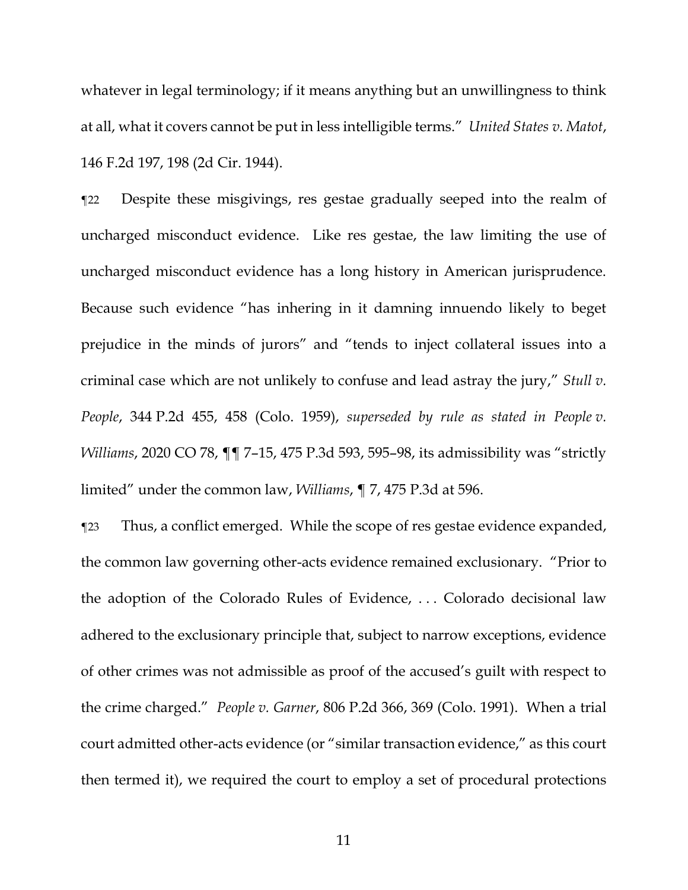whatever in legal terminology; if it means anything but an unwillingness to think at all, what it covers cannot be put in less intelligible terms." *United States v. Matot*, 146 F.2d 197, 198 (2d Cir. 1944).

¶22 Despite these misgivings, res gestae gradually seeped into the realm of uncharged misconduct evidence. Like res gestae, the law limiting the use of uncharged misconduct evidence has a long history in American jurisprudence. Because such evidence "has inhering in it damning innuendo likely to beget prejudice in the minds of jurors" and "tends to inject collateral issues into a criminal case which are not unlikely to confuse and lead astray the jury," *Stull v. People*, 344 P.2d 455, 458 (Colo. 1959), *superseded by rule as stated in People v. Williams*, 2020 CO 78, ¶¶ 7–15, 475 P.3d 593, 595–98, its admissibility was "strictly limited" under the common law, *Williams*, ¶ 7, 475 P.3d at 596.

¶23 Thus, a conflict emerged. While the scope of res gestae evidence expanded, the common law governing other-acts evidence remained exclusionary. "Prior to the adoption of the Colorado Rules of Evidence, . . . Colorado decisional law adhered to the exclusionary principle that, subject to narrow exceptions, evidence of other crimes was not admissible as proof of the accused's guilt with respect to the crime charged." *People v. Garner*, 806 P.2d 366, 369 (Colo. 1991). When a trial court admitted other-acts evidence (or "similar transaction evidence," as this court then termed it), we required the court to employ a set of procedural protections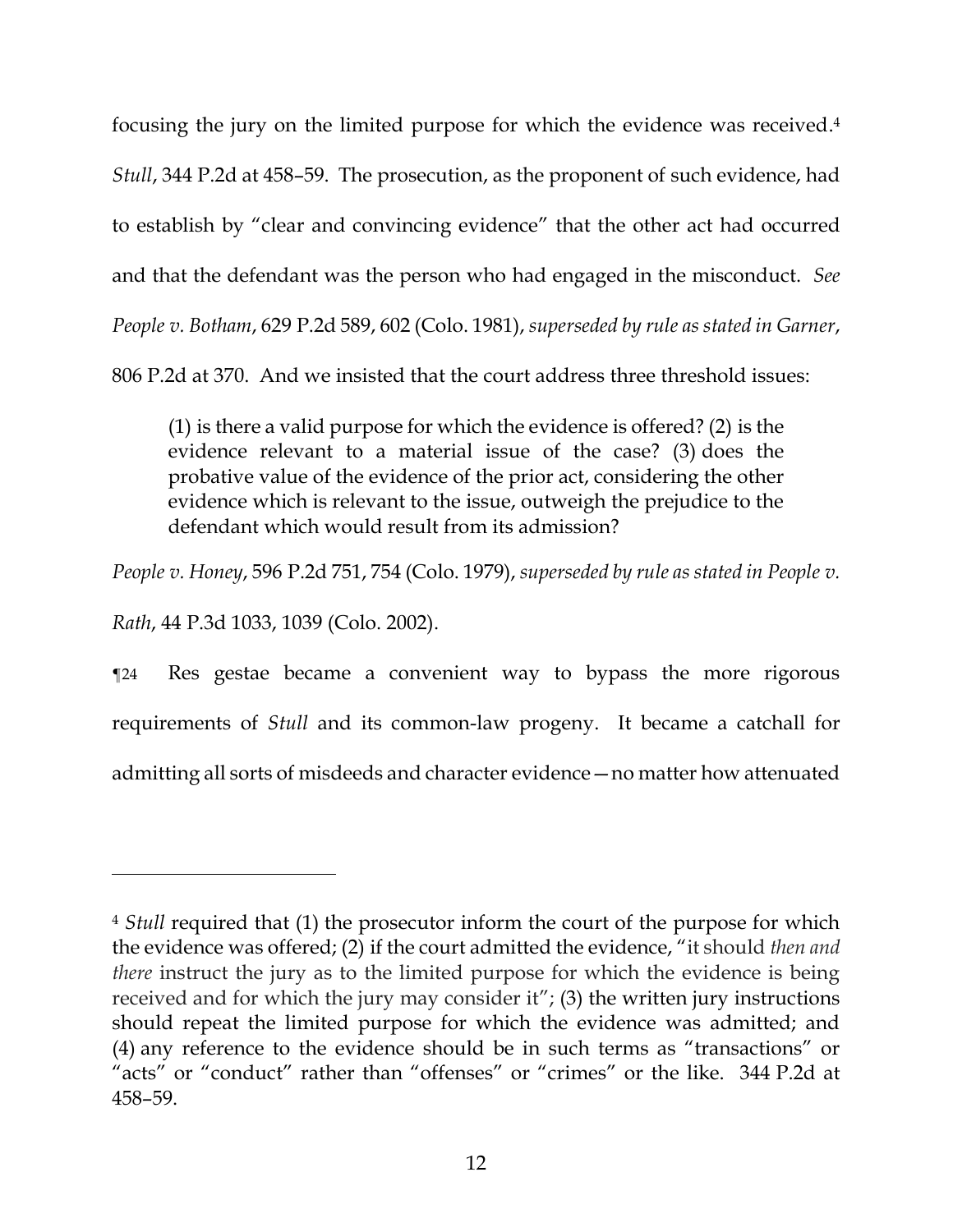focusing the jury on the limited purpose for which the evidence was received.[4] *Stull*, 344 P.2d at 458–59. The prosecution, as the proponent of such evidence, had to establish by "clear and convincing evidence" that the other act had occurred and that the defendant was the person who had engaged in the misconduct. *See People v. Botham*, 629 P.2d 589, 602 (Colo. 1981), *superseded by rule as stated in Garner*, 806 P.2d at 370. And we insisted that the court address three threshold issues:

> (1) is there a valid purpose for which the evidence is offered? (2) is the evidence relevant to a material issue of the case? (3) does the probative value of the evidence of the prior act, considering the other evidence which is relevant to the issue, outweigh the prejudice to the defendant which would result from its admission?

*People v. Honey*, 596 P.2d 751, 754 (Colo. 1979), *superseded by rule as stated in People v. Rath*, 44 P.3d 1033, 1039 (Colo. 2002).

¶24 Res gestae became a convenient way to bypass the more rigorous requirements of *Stull* and its common-law progeny. It became a catchall for admitting all sorts of misdeeds and character evidence—no matter how attenuated

---

[4] *Stull* required that (1) the prosecutor inform the court of the purpose for which the evidence was offered; (2) if the court admitted the evidence, "it should *then and there* instruct the jury as to the limited purpose for which the evidence is being received and for which the jury may consider it"; (3) the written jury instructions should repeat the limited purpose for which the evidence was admitted; and (4) any reference to the evidence should be in such terms as "transactions" or "acts" or "conduct" rather than "offenses" or "crimes" or the like. 344 P.2d at 458–59.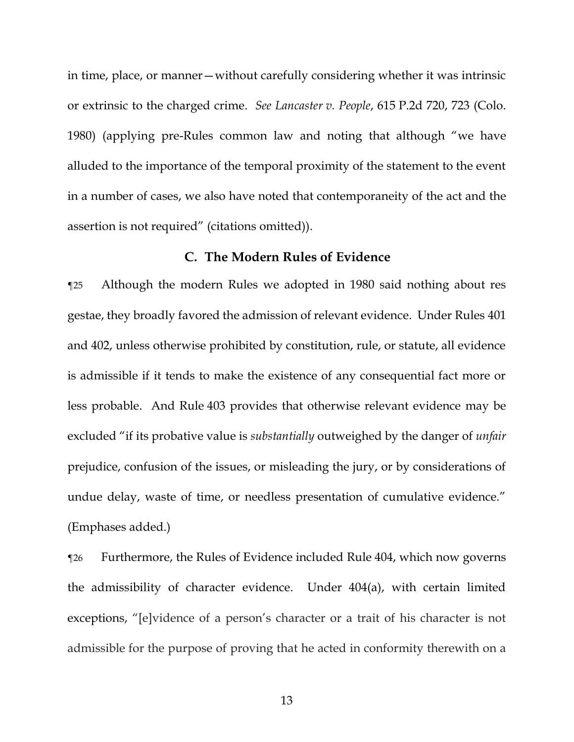in time, place, or manner—without carefully considering whether it was intrinsic or extrinsic to the charged crime. *See Lancaster v. People*, 615 P.2d 720, 723 (Colo. 1980) (applying pre-Rules common law and noting that although "we have alluded to the importance of the temporal proximity of the statement to the event in a number of cases, we also have noted that contemporaneity of the act and the assertion is not required" (citations omitted)).

### C. The Modern Rules of Evidence

¶25 Although the modern Rules we adopted in 1980 said nothing about res gestae, they broadly favored the admission of relevant evidence. Under Rules 401 and 402, unless otherwise prohibited by constitution, rule, or statute, all evidence is admissible if it tends to make the existence of any consequential fact more or less probable. And Rule 403 provides that otherwise relevant evidence may be excluded "if its probative value is *substantially* outweighed by the danger of *unfair* prejudice, confusion of the issues, or misleading the jury, or by considerations of undue delay, waste of time, or needless presentation of cumulative evidence." (Emphases added.)

¶26 Furthermore, the Rules of Evidence included Rule 404, which now governs the admissibility of character evidence. Under 404(a), with certain limited exceptions, "[e]vidence of a person's character or a trait of his character is not admissible for the purpose of proving that he acted in conformity therewith on a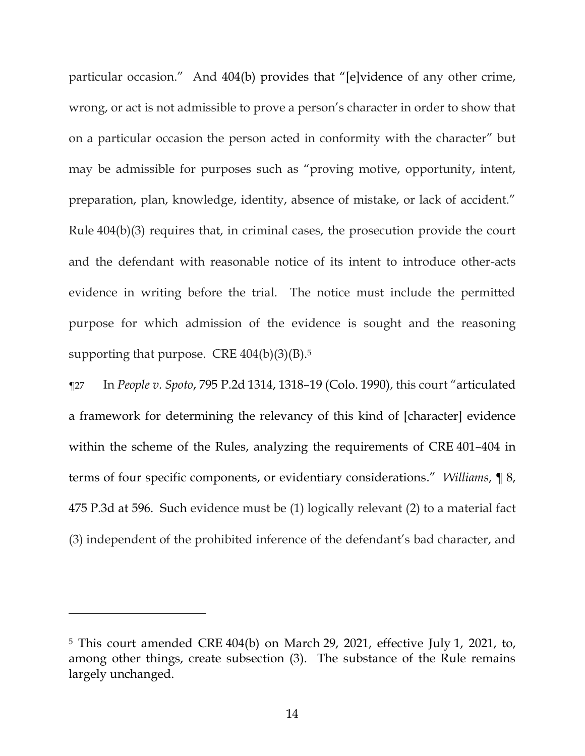particular occasion." And 404(b) provides that "[e]vidence of any other crime, wrong, or act is not admissible to prove a person's character in order to show that on a particular occasion the person acted in conformity with the character" but may be admissible for purposes such as "proving motive, opportunity, intent, preparation, plan, knowledge, identity, absence of mistake, or lack of accident." Rule 404(b)(3) requires that, in criminal cases, the prosecution provide the court and the defendant with reasonable notice of its intent to introduce other-acts evidence in writing before the trial. The notice must include the permitted purpose for which admission of the evidence is sought and the reasoning supporting that purpose. CRE 404(b)(3)(B).[5]

¶27 In *People v. Spoto*, 795 P.2d 1314, 1318–19 (Colo. 1990), this court "articulated a framework for determining the relevancy of this kind of [character] evidence within the scheme of the Rules, analyzing the requirements of CRE 401–404 in terms of four specific components, or evidentiary considerations." *Williams*, ¶ 8, 475 P.3d at 596. Such evidence must be (1) logically relevant (2) to a material fact (3) independent of the prohibited inference of the defendant's bad character, and

---

[5] This court amended CRE 404(b) on March 29, 2021, effective July 1, 2021, to, among other things, create subsection (3). The substance of the Rule remains largely unchanged.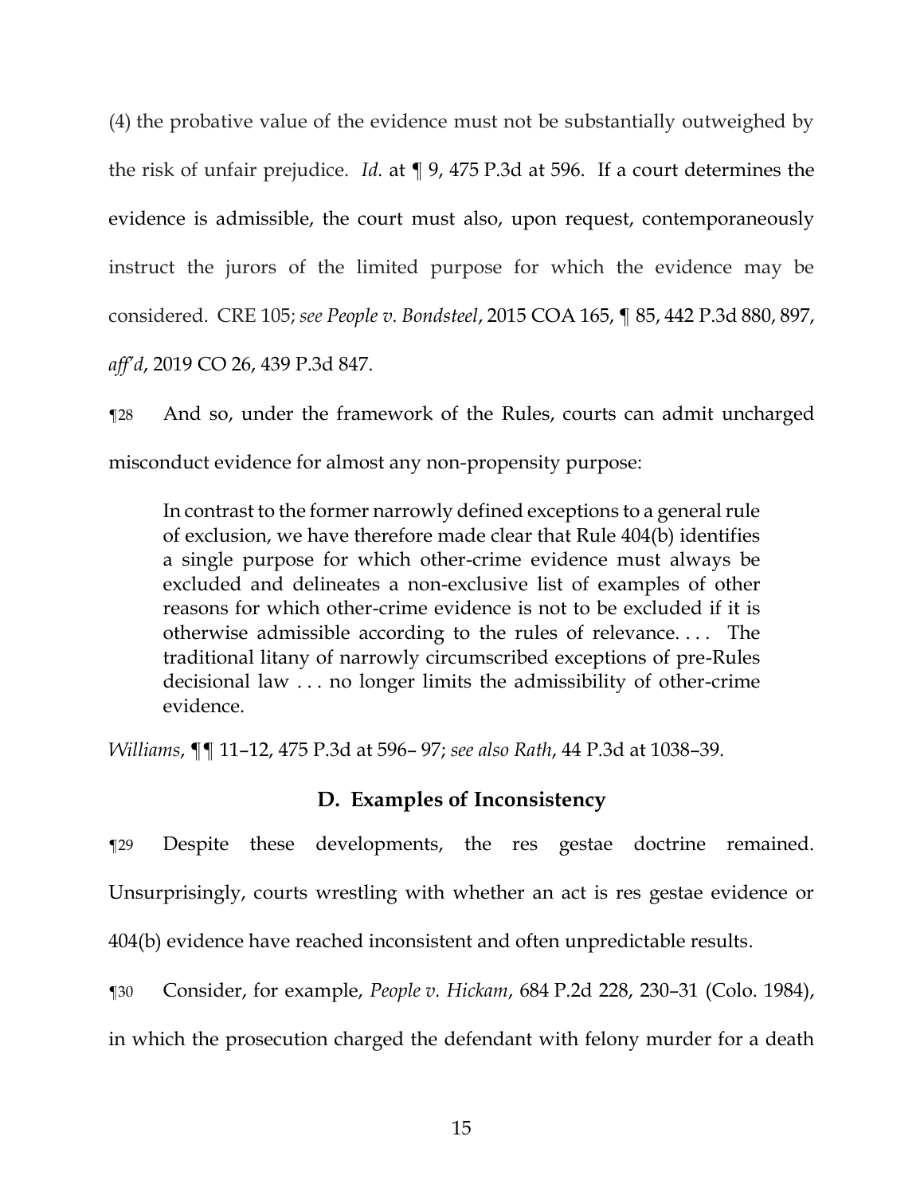(4) the probative value of the evidence must not be substantially outweighed by the risk of unfair prejudice. *Id.* at ¶ 9, 475 P.3d at 596. If a court determines the evidence is admissible, the court must also, upon request, contemporaneously instruct the jurors of the limited purpose for which the evidence may be considered. CRE 105; *see People v. Bondsteel*, 2015 COA 165, ¶ 85, 442 P.3d 880, 897, *aff'd*, 2019 CO 26, 439 P.3d 847.

¶28 And so, under the framework of the Rules, courts can admit uncharged misconduct evidence for almost any non-propensity purpose:

> In contrast to the former narrowly defined exceptions to a general rule of exclusion, we have therefore made clear that Rule 404(b) identifies a single purpose for which other-crime evidence must always be excluded and delineates a non-exclusive list of examples of other reasons for which other-crime evidence is not to be excluded if it is otherwise admissible according to the rules of relevance. . . . The traditional litany of narrowly circumscribed exceptions of pre-Rules decisional law . . . no longer limits the admissibility of other-crime evidence.

*Williams*, ¶¶ 11–12, 475 P.3d at 596– 97; *see also Rath*, 44 P.3d at 1038–39.

## D. Examples of Inconsistency

¶29 Despite these developments, the res gestae doctrine remained. Unsurprisingly, courts wrestling with whether an act is res gestae evidence or 404(b) evidence have reached inconsistent and often unpredictable results.

¶30 Consider, for example, *People v. Hickam*, 684 P.2d 228, 230–31 (Colo. 1984), in which the prosecution charged the defendant with felony murder for a death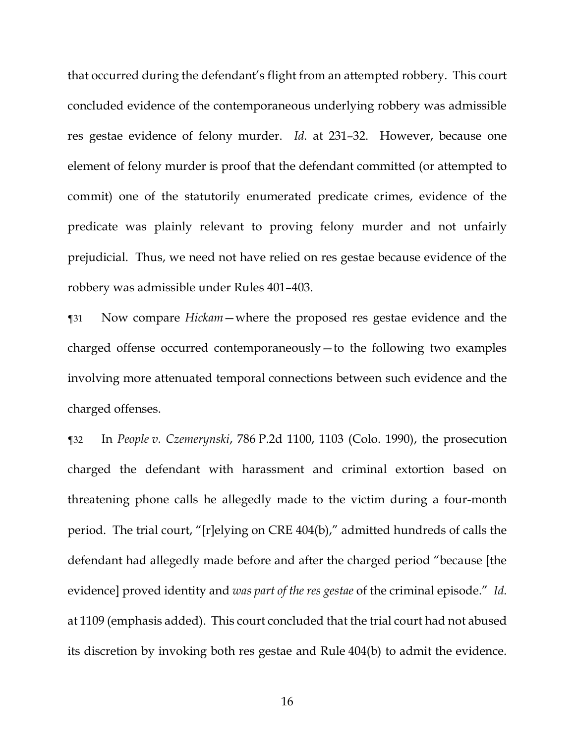that occurred during the defendant's flight from an attempted robbery. This court concluded evidence of the contemporaneous underlying robbery was admissible res gestae evidence of felony murder. *Id.* at 231–32. However, because one element of felony murder is proof that the defendant committed (or attempted to commit) one of the statutorily enumerated predicate crimes, evidence of the predicate was plainly relevant to proving felony murder and not unfairly prejudicial. Thus, we need not have relied on res gestae because evidence of the robbery was admissible under Rules 401–403.

¶31 Now compare *Hickam*—where the proposed res gestae evidence and the charged offense occurred contemporaneously—to the following two examples involving more attenuated temporal connections between such evidence and the charged offenses.

¶32 In *People v. Czemerynski*, 786 P.2d 1100, 1103 (Colo. 1990), the prosecution charged the defendant with harassment and criminal extortion based on threatening phone calls he allegedly made to the victim during a four-month period. The trial court, "[r]elying on CRE 404(b)," admitted hundreds of calls the defendant had allegedly made before and after the charged period "because [the evidence] proved identity and *was part of the res gestae* of the criminal episode." *Id.* at 1109 (emphasis added). This court concluded that the trial court had not abused its discretion by invoking both res gestae and Rule 404(b) to admit the evidence.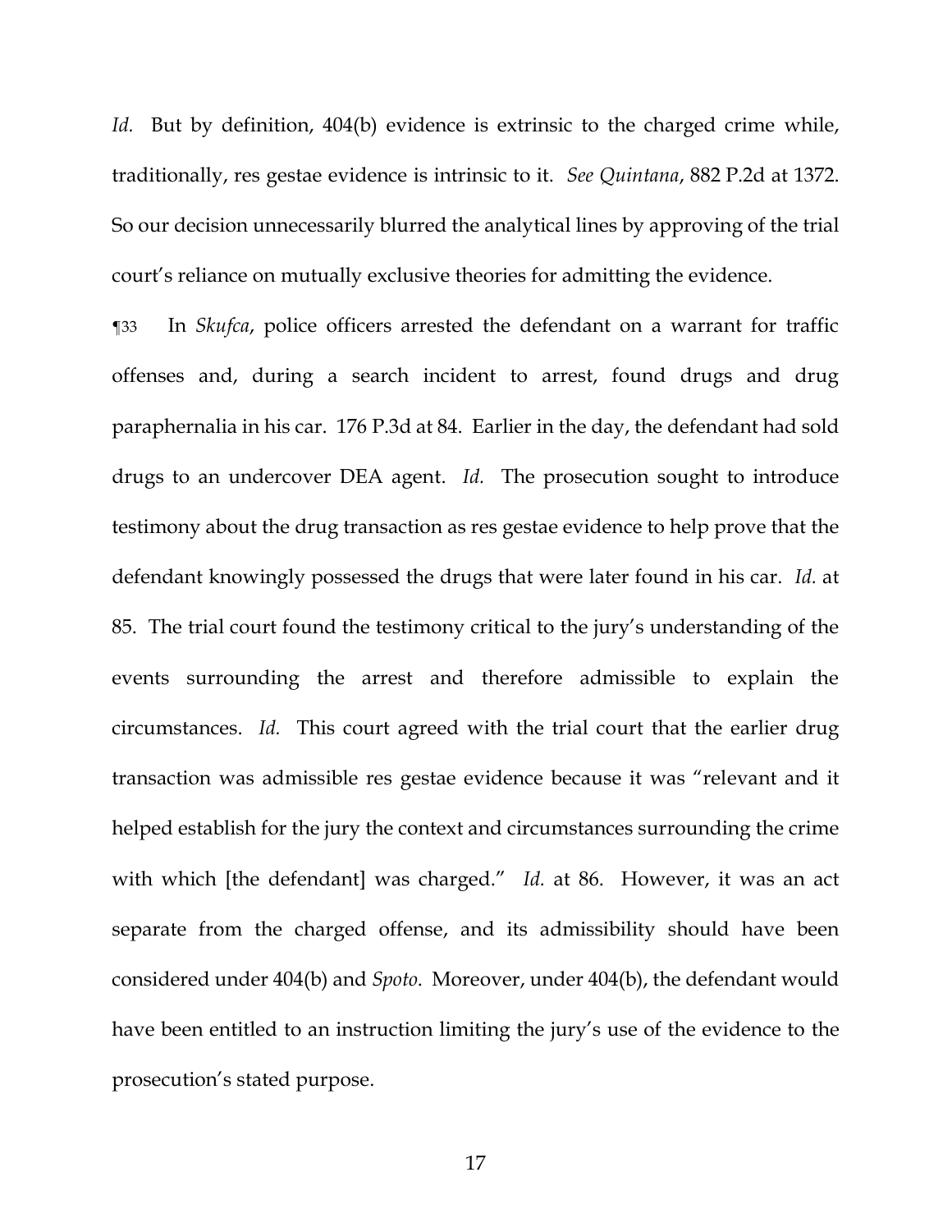*Id.* But by definition, 404(b) evidence is extrinsic to the charged crime while, traditionally, res gestae evidence is intrinsic to it. *See Quintana*, 882 P.2d at 1372. So our decision unnecessarily blurred the analytical lines by approving of the trial court's reliance on mutually exclusive theories for admitting the evidence.

¶33 In *Skufca*, police officers arrested the defendant on a warrant for traffic offenses and, during a search incident to arrest, found drugs and drug paraphernalia in his car. 176 P.3d at 84. Earlier in the day, the defendant had sold drugs to an undercover DEA agent. *Id.* The prosecution sought to introduce testimony about the drug transaction as res gestae evidence to help prove that the defendant knowingly possessed the drugs that were later found in his car. *Id.* at 85. The trial court found the testimony critical to the jury's understanding of the events surrounding the arrest and therefore admissible to explain the circumstances. *Id.* This court agreed with the trial court that the earlier drug transaction was admissible res gestae evidence because it was "relevant and it helped establish for the jury the context and circumstances surrounding the crime with which [the defendant] was charged." *Id.* at 86. However, it was an act separate from the charged offense, and its admissibility should have been considered under 404(b) and *Spoto*. Moreover, under 404(b), the defendant would have been entitled to an instruction limiting the jury's use of the evidence to the prosecution's stated purpose.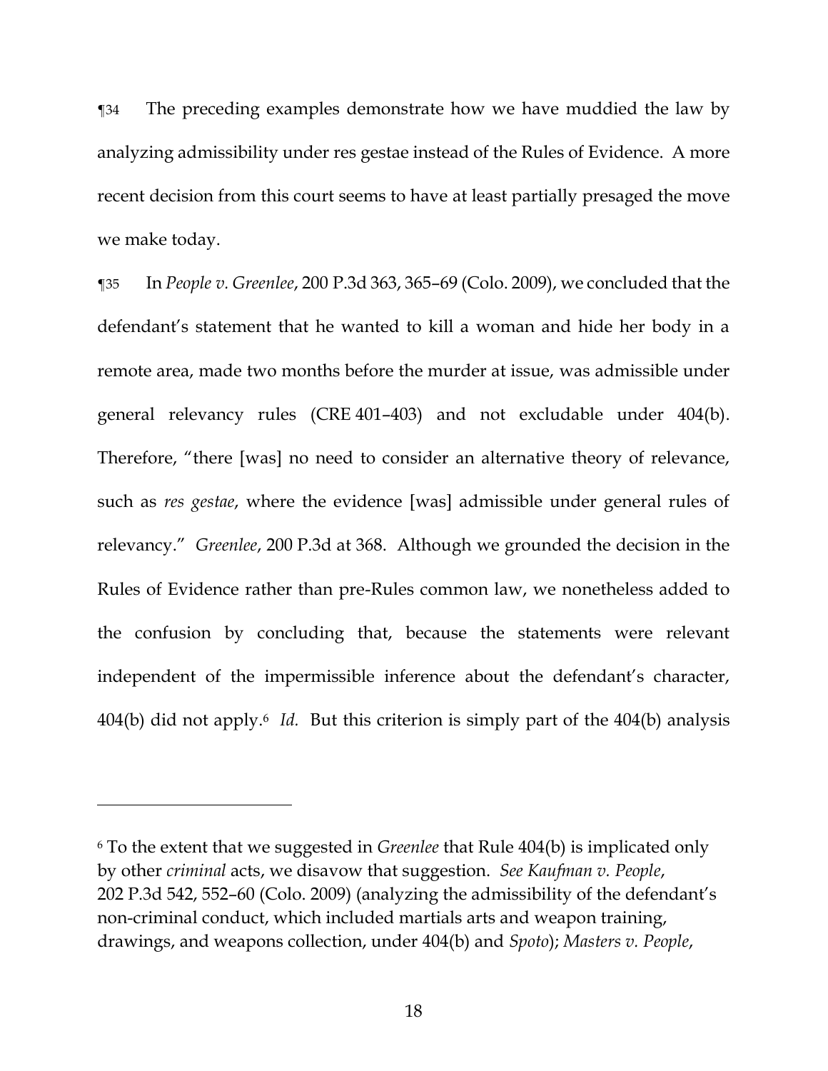¶34 The preceding examples demonstrate how we have muddied the law by analyzing admissibility under res gestae instead of the Rules of Evidence. A more recent decision from this court seems to have at least partially presaged the move we make today.

¶35 In *People v. Greenlee*, 200 P.3d 363, 365–69 (Colo. 2009), we concluded that the defendant's statement that he wanted to kill a woman and hide her body in a remote area, made two months before the murder at issue, was admissible under general relevancy rules (CRE 401–403) and not excludable under 404(b). Therefore, "there [was] no need to consider an alternative theory of relevance, such as *res gestae*, where the evidence [was] admissible under general rules of relevancy." *Greenlee*, 200 P.3d at 368. Although we grounded the decision in the Rules of Evidence rather than pre-Rules common law, we nonetheless added to the confusion by concluding that, because the statements were relevant independent of the impermissible inference about the defendant's character, 404(b) did not apply.[6] *Id.* But this criterion is simply part of the 404(b) analysis

---

[6] To the extent that we suggested in *Greenlee* that Rule 404(b) is implicated only by other *criminal* acts, we disavow that suggestion. *See Kaufman v. People*, 202 P.3d 542, 552–60 (Colo. 2009) (analyzing the admissibility of the defendant's non-criminal conduct, which included martials arts and weapon training, drawings, and weapons collection, under 404(b) and *Spoto*); *Masters v. People*,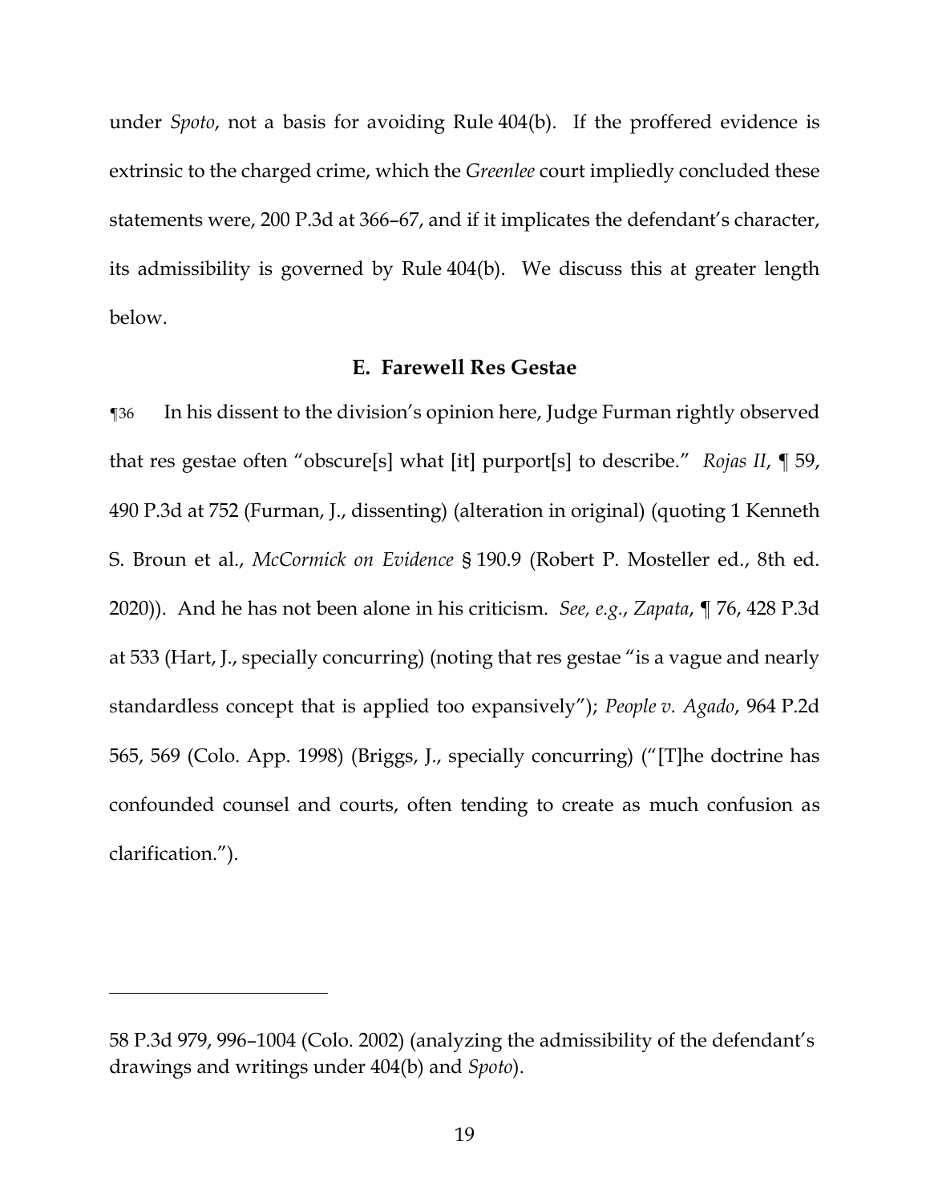under *Spoto*, not a basis for avoiding Rule 404(b). If the proffered evidence is extrinsic to the charged crime, which the *Greenlee* court impliedly concluded these statements were, 200 P.3d at 366–67, and if it implicates the defendant's character, its admissibility is governed by Rule 404(b). We discuss this at greater length below.

### E. Farewell Res Gestae

¶36 In his dissent to the division's opinion here, Judge Furman rightly observed that res gestae often "obscure[s] what [it] purport[s] to describe." *Rojas II*, ¶ 59, 490 P.3d at 752 (Furman, J., dissenting) (alteration in original) (quoting 1 Kenneth S. Broun et al., *McCormick on Evidence* § 190.9 (Robert P. Mosteller ed., 8th ed. 2020)). And he has not been alone in his criticism. *See, e.g.*, *Zapata*, ¶ 76, 428 P.3d at 533 (Hart, J., specially concurring) (noting that res gestae "is a vague and nearly standardless concept that is applied too expansively"); *People v. Agado*, 964 P.2d 565, 569 (Colo. App. 1998) (Briggs, J., specially concurring) ("[T]he doctrine has confounded counsel and courts, often tending to create as much confusion as clarification.").

---

58 P.3d 979, 996–1004 (Colo. 2002) (analyzing the admissibility of the defendant's drawings and writings under 404(b) and *Spoto*).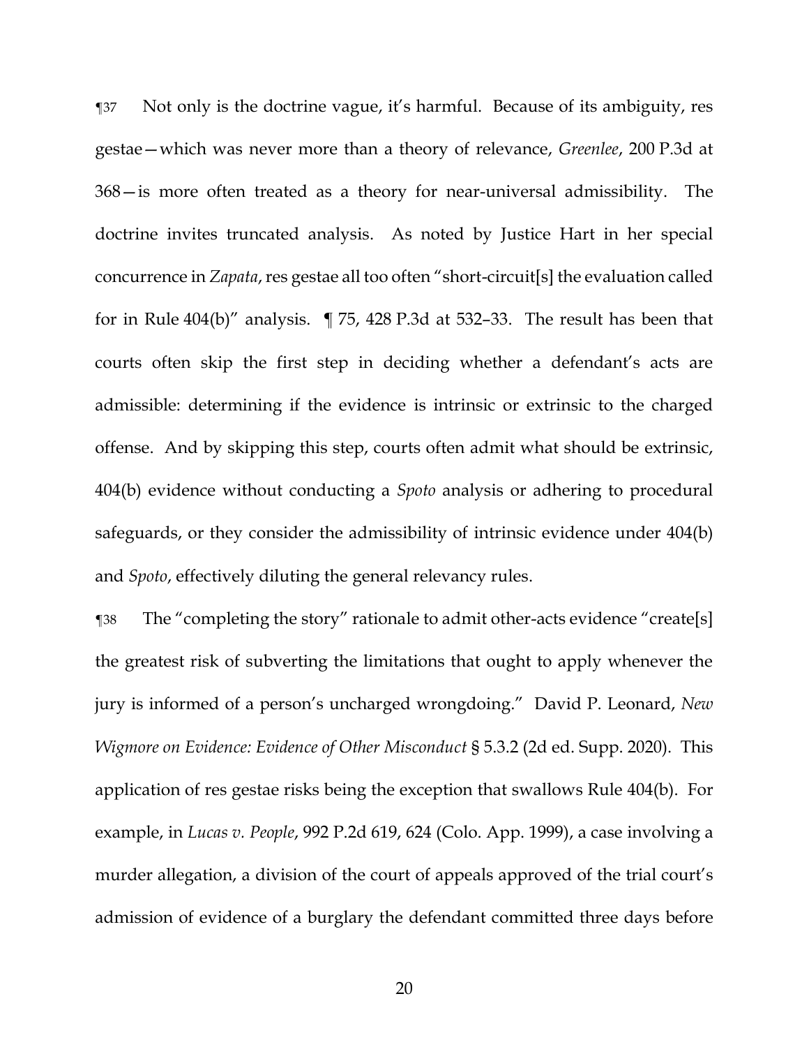¶37 Not only is the doctrine vague, it's harmful. Because of its ambiguity, res gestae—which was never more than a theory of relevance, *Greenlee*, 200 P.3d at 368—is more often treated as a theory for near-universal admissibility. The doctrine invites truncated analysis. As noted by Justice Hart in her special concurrence in *Zapata*, res gestae all too often "short-circuit[s] the evaluation called for in Rule 404(b)" analysis. ¶ 75, 428 P.3d at 532–33. The result has been that courts often skip the first step in deciding whether a defendant's acts are admissible: determining if the evidence is intrinsic or extrinsic to the charged offense. And by skipping this step, courts often admit what should be extrinsic, 404(b) evidence without conducting a *Spoto* analysis or adhering to procedural safeguards, or they consider the admissibility of intrinsic evidence under 404(b) and *Spoto*, effectively diluting the general relevancy rules.

¶38 The "completing the story" rationale to admit other-acts evidence "create[s] the greatest risk of subverting the limitations that ought to apply whenever the jury is informed of a person's uncharged wrongdoing." David P. Leonard, *New Wigmore on Evidence: Evidence of Other Misconduct* § 5.3.2 (2d ed. Supp. 2020). This application of res gestae risks being the exception that swallows Rule 404(b). For example, in *Lucas v. People*, 992 P.2d 619, 624 (Colo. App. 1999), a case involving a murder allegation, a division of the court of appeals approved of the trial court's admission of evidence of a burglary the defendant committed three days before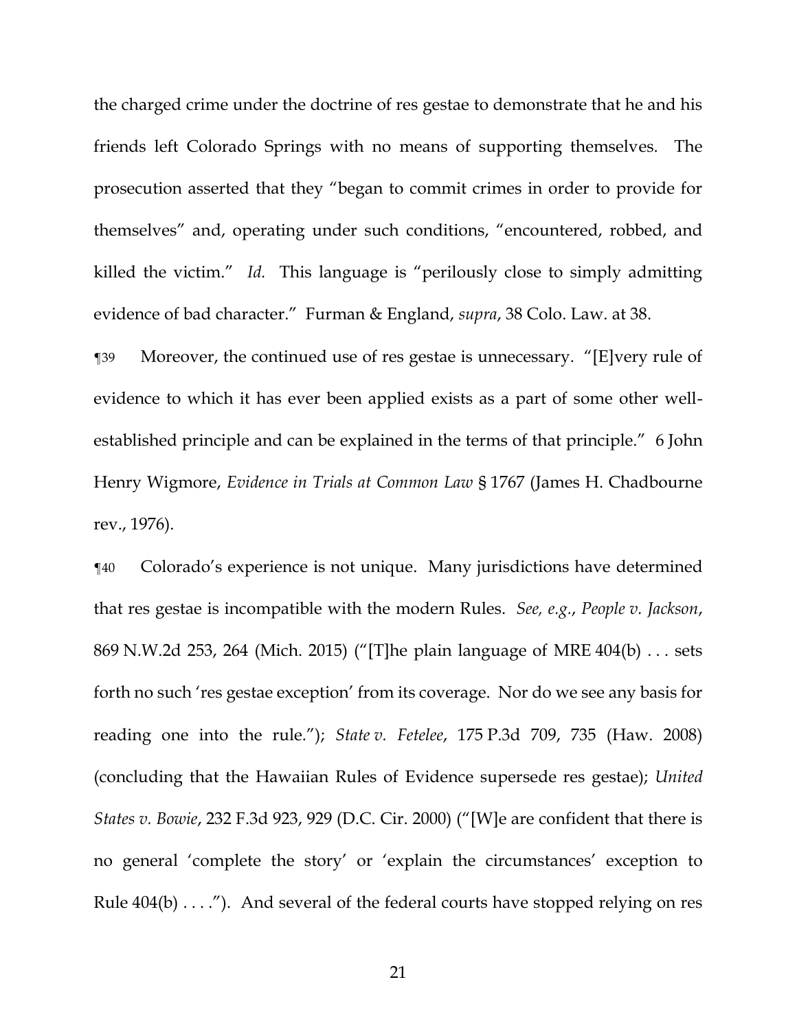the charged crime under the doctrine of res gestae to demonstrate that he and his friends left Colorado Springs with no means of supporting themselves. The prosecution asserted that they "began to commit crimes in order to provide for themselves" and, operating under such conditions, "encountered, robbed, and killed the victim." *Id.* This language is "perilously close to simply admitting evidence of bad character." Furman & England, *supra*, 38 Colo. Law. at 38.

¶39 Moreover, the continued use of res gestae is unnecessary. "[E]very rule of evidence to which it has ever been applied exists as a part of some other well-established principle and can be explained in the terms of that principle." 6 John Henry Wigmore, *Evidence in Trials at Common Law* § 1767 (James H. Chadbourne rev., 1976).

¶40 Colorado's experience is not unique. Many jurisdictions have determined that res gestae is incompatible with the modern Rules. *See, e.g.*, *People v. Jackson*, 869 N.W.2d 253, 264 (Mich. 2015) ("[T]he plain language of MRE 404(b) . . . sets forth no such 'res gestae exception' from its coverage. Nor do we see any basis for reading one into the rule."); *State v. Fetelee*, 175 P.3d 709, 735 (Haw. 2008) (concluding that the Hawaiian Rules of Evidence supersede res gestae); *United States v. Bowie*, 232 F.3d 923, 929 (D.C. Cir. 2000) ("[W]e are confident that there is no general 'complete the story' or 'explain the circumstances' exception to Rule 404(b) . . . ."). And several of the federal courts have stopped relying on res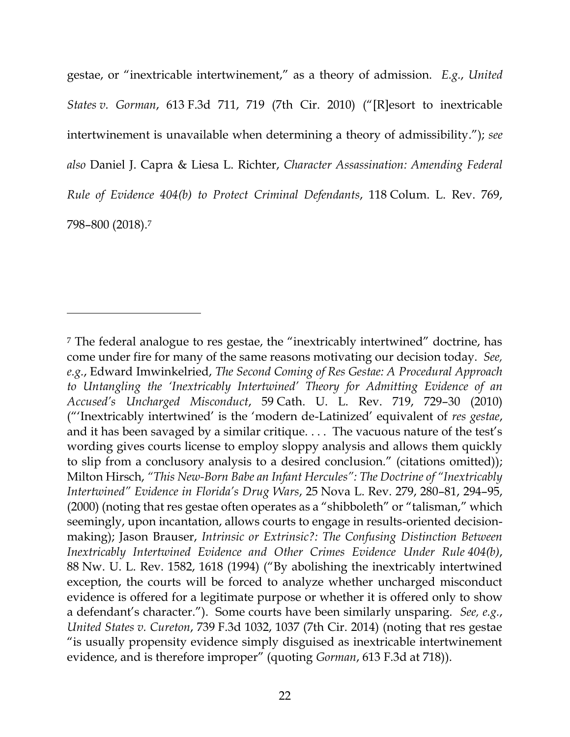gestae, or "inextricable intertwinement," as a theory of admission. *E.g.*, *United States v. Gorman*, 613 F.3d 711, 719 (7th Cir. 2010) ("[R]esort to inextricable intertwinement is unavailable when determining a theory of admissibility."); *see also* Daniel J. Capra & Liesa L. Richter, *Character Assassination: Amending Federal Rule of Evidence 404(b) to Protect Criminal Defendants*, 118 Colum. L. Rev. 769, 798–800 (2018).[7]

---

[7] The federal analogue to res gestae, the "inextricably intertwined" doctrine, has come under fire for many of the same reasons motivating our decision today. *See, e.g.*, Edward Imwinkelried, *The Second Coming of Res Gestae: A Procedural Approach to Untangling the 'Inextricably Intertwined' Theory for Admitting Evidence of an Accused's Uncharged Misconduct*, 59 Cath. U. L. Rev. 719, 729–30 (2010) ("'Inextricably intertwined' is the 'modern de-Latinized' equivalent of *res gestae*, and it has been savaged by a similar critique. . . . The vacuous nature of the test's wording gives courts license to employ sloppy analysis and allows them quickly to slip from a conclusory analysis to a desired conclusion." (citations omitted)); Milton Hirsch, *"This New-Born Babe an Infant Hercules": The Doctrine of "Inextricably Intertwined" Evidence in Florida's Drug Wars*, 25 Nova L. Rev. 279, 280–81, 294–95, (2000) (noting that res gestae often operates as a "shibboleth" or "talisman," which seemingly, upon incantation, allows courts to engage in results-oriented decision-making); Jason Brauser, *Intrinsic or Extrinsic?: The Confusing Distinction Between Inextricably Intertwined Evidence and Other Crimes Evidence Under Rule 404(b)*, 88 Nw. U. L. Rev. 1582, 1618 (1994) ("By abolishing the inextricably intertwined exception, the courts will be forced to analyze whether uncharged misconduct evidence is offered for a legitimate purpose or whether it is offered only to show a defendant's character."). Some courts have been similarly unsparing. *See, e.g.*, *United States v. Cureton*, 739 F.3d 1032, 1037 (7th Cir. 2014) (noting that res gestae "is usually propensity evidence simply disguised as inextricable intertwinement evidence, and is therefore improper" (quoting *Gorman*, 613 F.3d at 718)).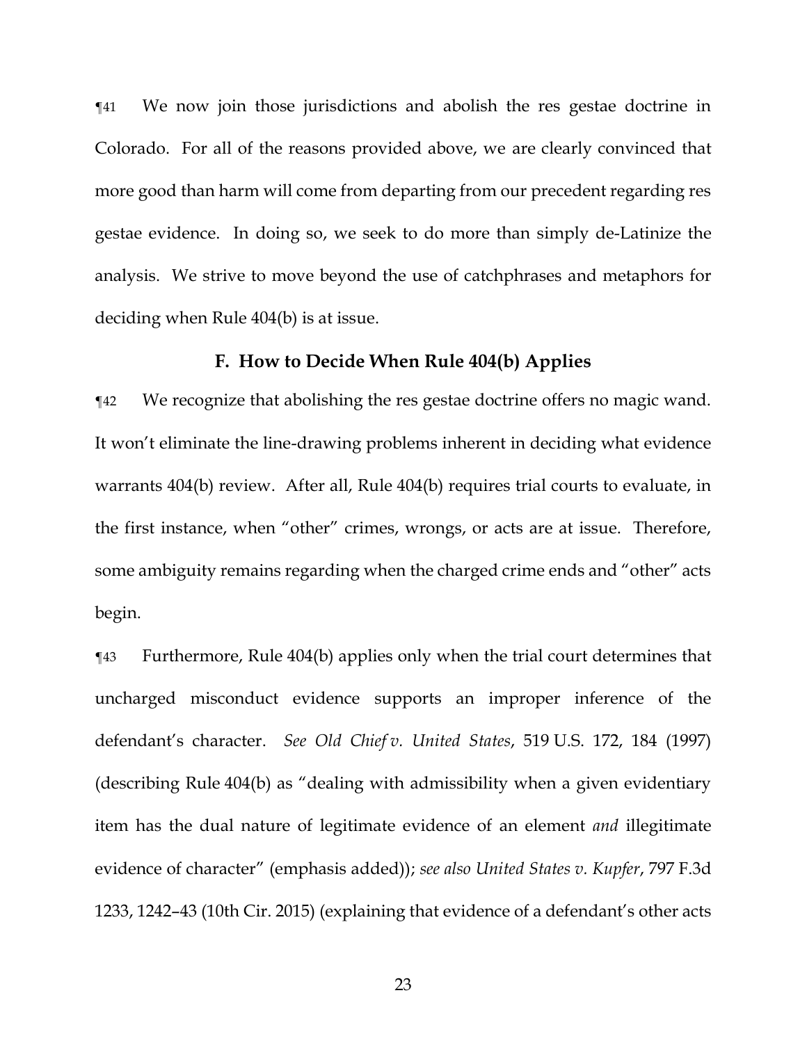¶41 We now join those jurisdictions and abolish the res gestae doctrine in Colorado. For all of the reasons provided above, we are clearly convinced that more good than harm will come from departing from our precedent regarding res gestae evidence. In doing so, we seek to do more than simply de-Latinize the analysis. We strive to move beyond the use of catchphrases and metaphors for deciding when Rule 404(b) is at issue.

### F. How to Decide When Rule 404(b) Applies

¶42 We recognize that abolishing the res gestae doctrine offers no magic wand. It won't eliminate the line-drawing problems inherent in deciding what evidence warrants 404(b) review. After all, Rule 404(b) requires trial courts to evaluate, in the first instance, when "other" crimes, wrongs, or acts are at issue. Therefore, some ambiguity remains regarding when the charged crime ends and "other" acts begin.

¶43 Furthermore, Rule 404(b) applies only when the trial court determines that uncharged misconduct evidence supports an improper inference of the defendant's character. *See Old Chief v. United States*, 519 U.S. 172, 184 (1997) (describing Rule 404(b) as "dealing with admissibility when a given evidentiary item has the dual nature of legitimate evidence of an element *and* illegitimate evidence of character" (emphasis added)); *see also United States v. Kupfer*, 797 F.3d 1233, 1242–43 (10th Cir. 2015) (explaining that evidence of a defendant's other acts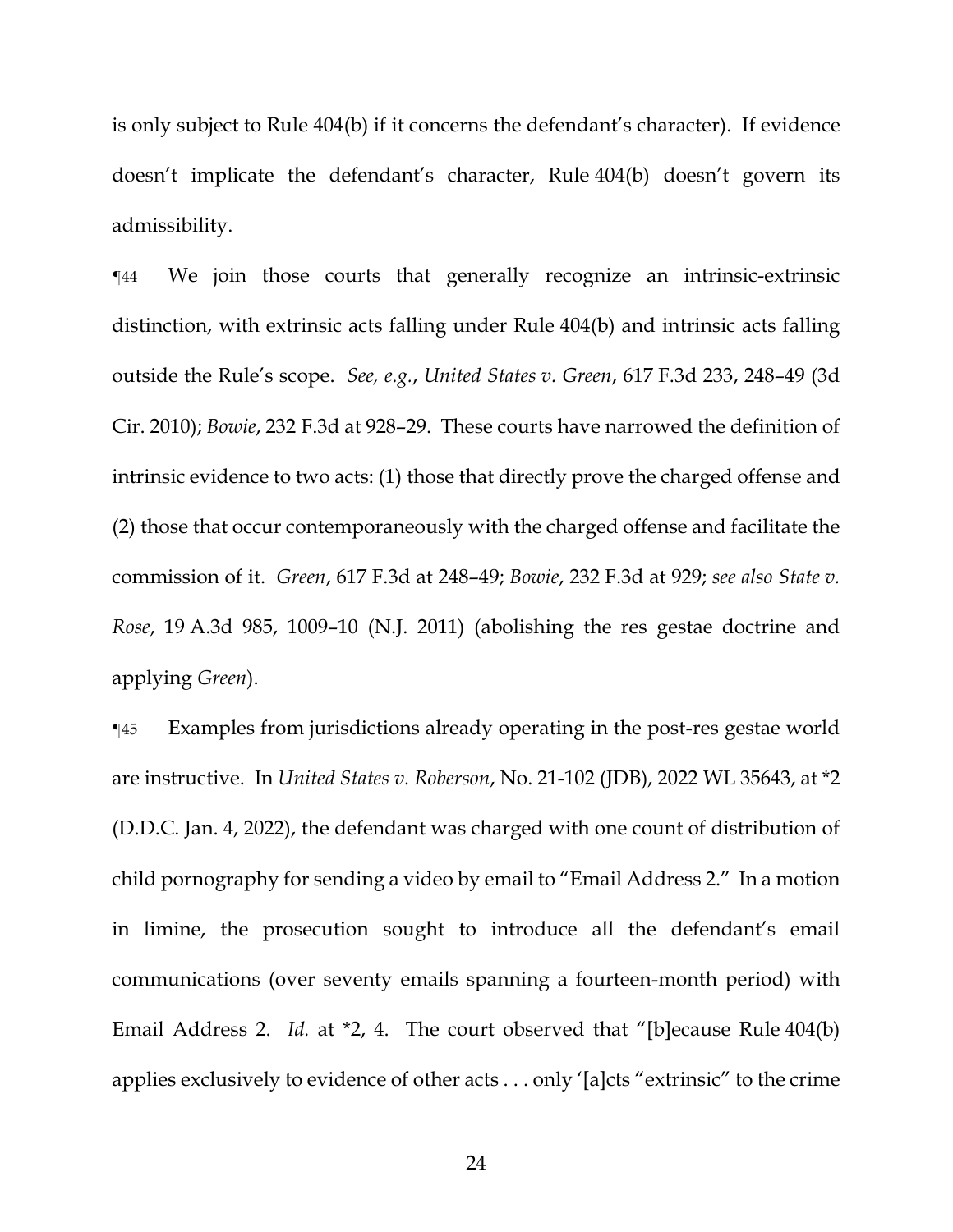is only subject to Rule 404(b) if it concerns the defendant's character). If evidence doesn't implicate the defendant's character, Rule 404(b) doesn't govern its admissibility.

¶44 We join those courts that generally recognize an intrinsic-extrinsic distinction, with extrinsic acts falling under Rule 404(b) and intrinsic acts falling outside the Rule's scope. *See, e.g.*, *United States v. Green*, 617 F.3d 233, 248–49 (3d Cir. 2010); *Bowie*, 232 F.3d at 928–29. These courts have narrowed the definition of intrinsic evidence to two acts: (1) those that directly prove the charged offense and (2) those that occur contemporaneously with the charged offense and facilitate the commission of it. *Green*, 617 F.3d at 248–49; *Bowie*, 232 F.3d at 929; *see also State v. Rose*, 19 A.3d 985, 1009–10 (N.J. 2011) (abolishing the res gestae doctrine and applying *Green*).

¶45 Examples from jurisdictions already operating in the post-res gestae world are instructive. In *United States v. Roberson*, No. 21-102 (JDB), 2022 WL 35643, at *2 (D.D.C. Jan. 4, 2022), the defendant was charged with one count of distribution of child pornography for sending a video by email to "Email Address 2." In a motion in limine, the prosecution sought to introduce all the defendant's email communications (over seventy emails spanning a fourteen-month period) with Email Address 2. *Id.* at *2, 4. The court observed that "[b]ecause Rule 404(b) applies exclusively to evidence of other acts . . . only '[a]cts "extrinsic" to the crime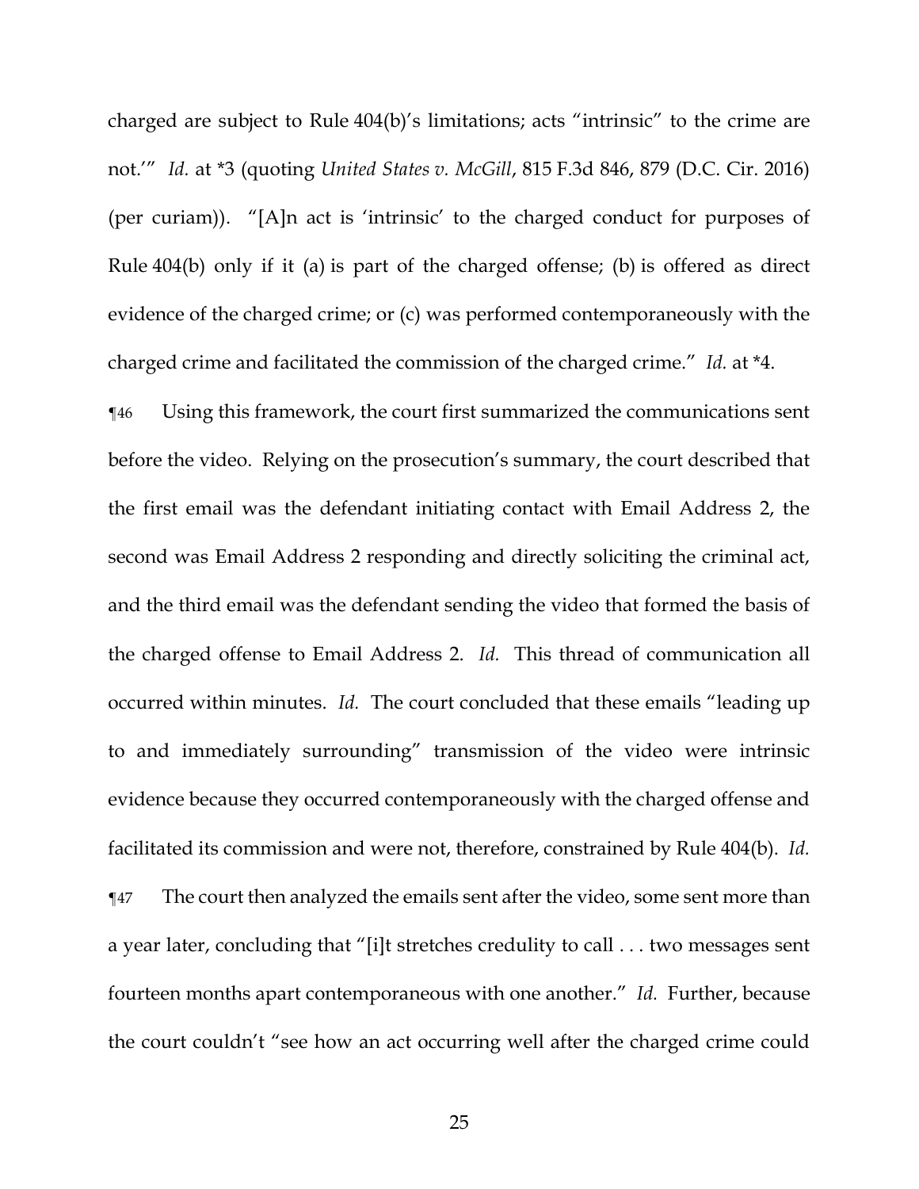charged are subject to Rule 404(b)'s limitations; acts "intrinsic" to the crime are not.'" *Id.* at *3 (quoting *United States v. McGill*, 815 F.3d 846, 879 (D.C. Cir. 2016) (per curiam)). "[A]n act is 'intrinsic' to the charged conduct for purposes of Rule 404(b) only if it (a) is part of the charged offense; (b) is offered as direct evidence of the charged crime; or (c) was performed contemporaneously with the charged crime and facilitated the commission of the charged crime." *Id.* at *4.

¶46 Using this framework, the court first summarized the communications sent before the video. Relying on the prosecution's summary, the court described that the first email was the defendant initiating contact with Email Address 2, the second was Email Address 2 responding and directly soliciting the criminal act, and the third email was the defendant sending the video that formed the basis of the charged offense to Email Address 2. *Id.* This thread of communication all occurred within minutes. *Id.* The court concluded that these emails "leading up to and immediately surrounding" transmission of the video were intrinsic evidence because they occurred contemporaneously with the charged offense and facilitated its commission and were not, therefore, constrained by Rule 404(b). *Id.*

¶47 The court then analyzed the emails sent after the video, some sent more than a year later, concluding that "[i]t stretches credulity to call . . . two messages sent fourteen months apart contemporaneous with one another." *Id.* Further, because the court couldn't "see how an act occurring well after the charged crime could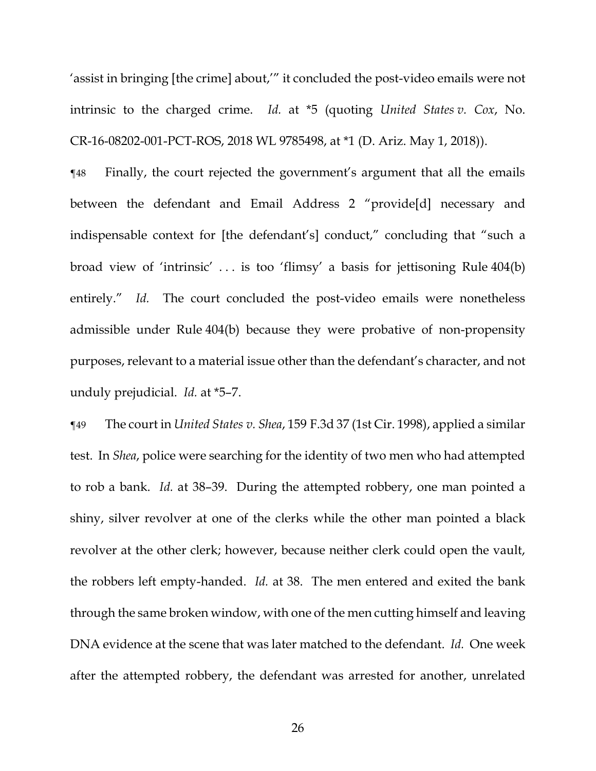'assist in bringing [the crime] about,'" it concluded the post-video emails were not intrinsic to the charged crime. *Id.* at *5 (quoting *United States v. Cox*, No. CR-16-08202-001-PCT-ROS, 2018 WL 9785498, at *1 (D. Ariz. May 1, 2018)).

¶48 Finally, the court rejected the government's argument that all the emails between the defendant and Email Address 2 "provide[d] necessary and indispensable context for [the defendant's] conduct," concluding that "such a broad view of 'intrinsic' . . . is too 'flimsy' a basis for jettisoning Rule 404(b) entirely." *Id.* The court concluded the post-video emails were nonetheless admissible under Rule 404(b) because they were probative of non-propensity purposes, relevant to a material issue other than the defendant's character, and not unduly prejudicial. *Id.* at *5–7.

¶49 The court in *United States v. Shea*, 159 F.3d 37 (1st Cir. 1998), applied a similar test. In *Shea*, police were searching for the identity of two men who had attempted to rob a bank. *Id.* at 38–39. During the attempted robbery, one man pointed a shiny, silver revolver at one of the clerks while the other man pointed a black revolver at the other clerk; however, because neither clerk could open the vault, the robbers left empty-handed. *Id.* at 38. The men entered and exited the bank through the same broken window, with one of the men cutting himself and leaving DNA evidence at the scene that was later matched to the defendant. *Id.* One week after the attempted robbery, the defendant was arrested for another, unrelated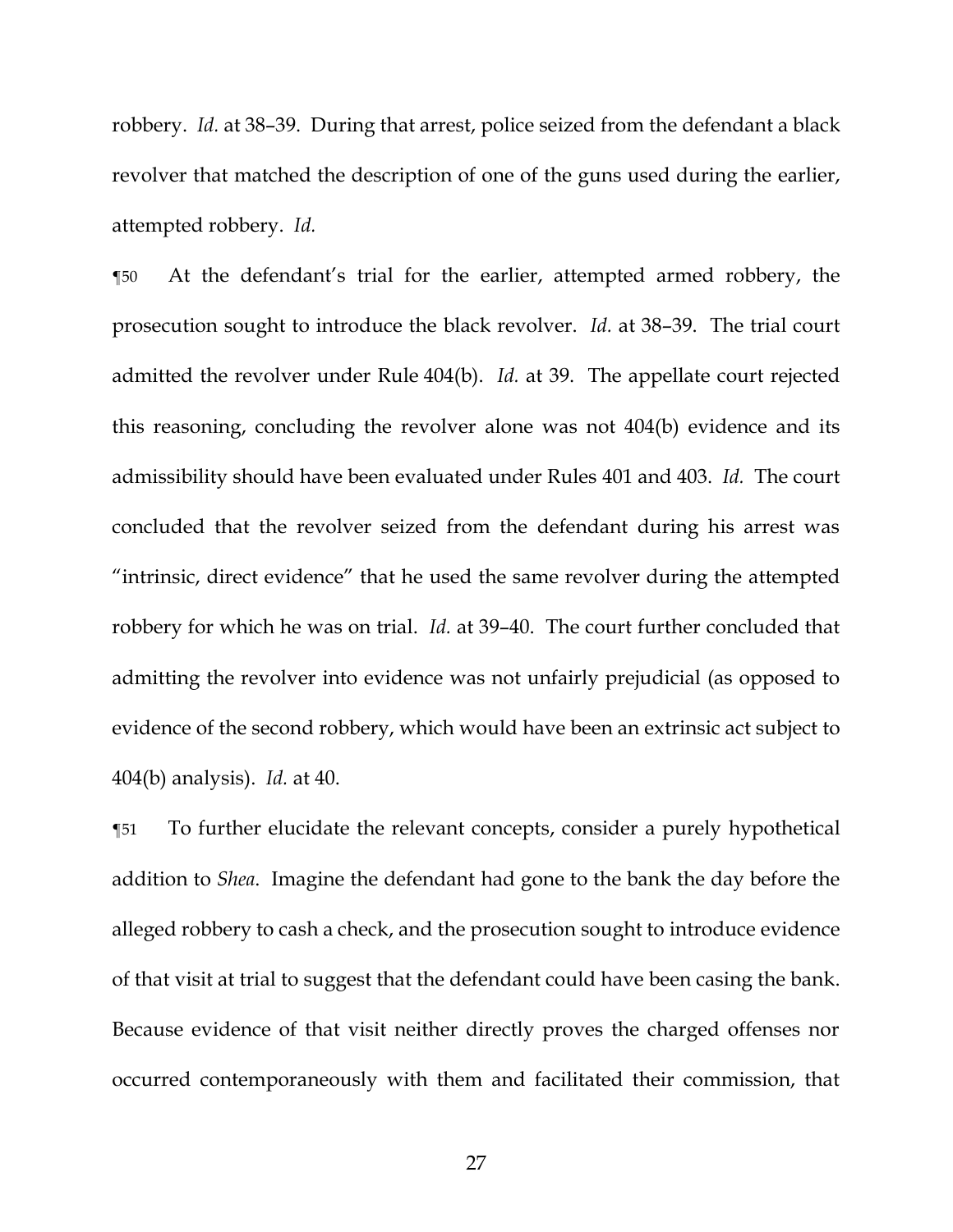robbery. *Id.* at 38–39. During that arrest, police seized from the defendant a black revolver that matched the description of one of the guns used during the earlier, attempted robbery. *Id.*

¶50 At the defendant's trial for the earlier, attempted armed robbery, the prosecution sought to introduce the black revolver. *Id.* at 38–39. The trial court admitted the revolver under Rule 404(b). *Id.* at 39. The appellate court rejected this reasoning, concluding the revolver alone was not 404(b) evidence and its admissibility should have been evaluated under Rules 401 and 403. *Id.* The court concluded that the revolver seized from the defendant during his arrest was "intrinsic, direct evidence" that he used the same revolver during the attempted robbery for which he was on trial. *Id.* at 39–40. The court further concluded that admitting the revolver into evidence was not unfairly prejudicial (as opposed to evidence of the second robbery, which would have been an extrinsic act subject to 404(b) analysis). *Id.* at 40.

¶51 To further elucidate the relevant concepts, consider a purely hypothetical addition to *Shea*. Imagine the defendant had gone to the bank the day before the alleged robbery to cash a check, and the prosecution sought to introduce evidence of that visit at trial to suggest that the defendant could have been casing the bank. Because evidence of that visit neither directly proves the charged offenses nor occurred contemporaneously with them and facilitated their commission, that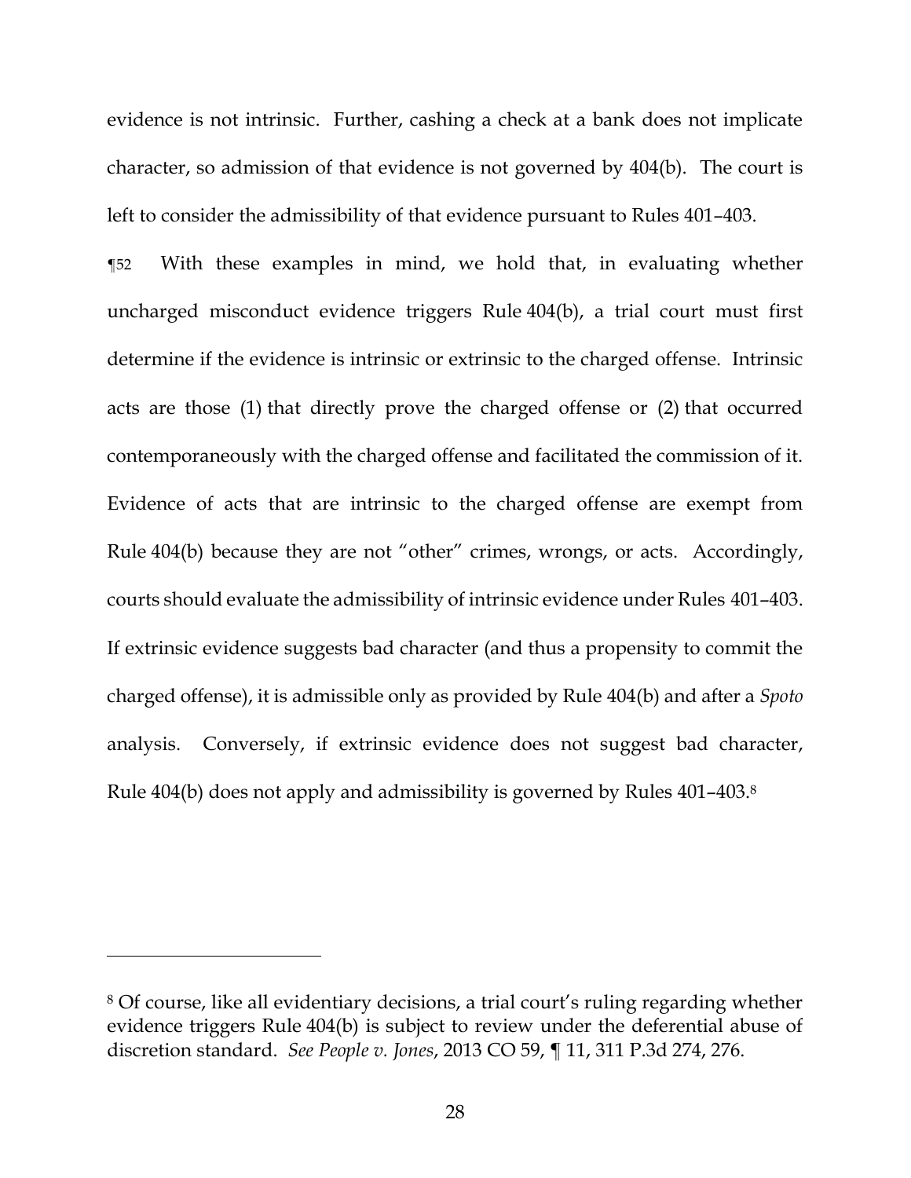evidence is not intrinsic. Further, cashing a check at a bank does not implicate character, so admission of that evidence is not governed by 404(b). The court is left to consider the admissibility of that evidence pursuant to Rules 401–403.

¶52 With these examples in mind, we hold that, in evaluating whether uncharged misconduct evidence triggers Rule 404(b), a trial court must first determine if the evidence is intrinsic or extrinsic to the charged offense. Intrinsic acts are those (1) that directly prove the charged offense or (2) that occurred contemporaneously with the charged offense and facilitated the commission of it. Evidence of acts that are intrinsic to the charged offense are exempt from Rule 404(b) because they are not "other" crimes, wrongs, or acts. Accordingly, courts should evaluate the admissibility of intrinsic evidence under Rules 401–403. If extrinsic evidence suggests bad character (and thus a propensity to commit the charged offense), it is admissible only as provided by Rule 404(b) and after a *Spoto* analysis. Conversely, if extrinsic evidence does not suggest bad character, Rule 404(b) does not apply and admissibility is governed by Rules 401–403.[8]

---

[8] Of course, like all evidentiary decisions, a trial court's ruling regarding whether evidence triggers Rule 404(b) is subject to review under the deferential abuse of discretion standard. *See People v. Jones*, 2013 CO 59, ¶ 11, 311 P.3d 274, 276.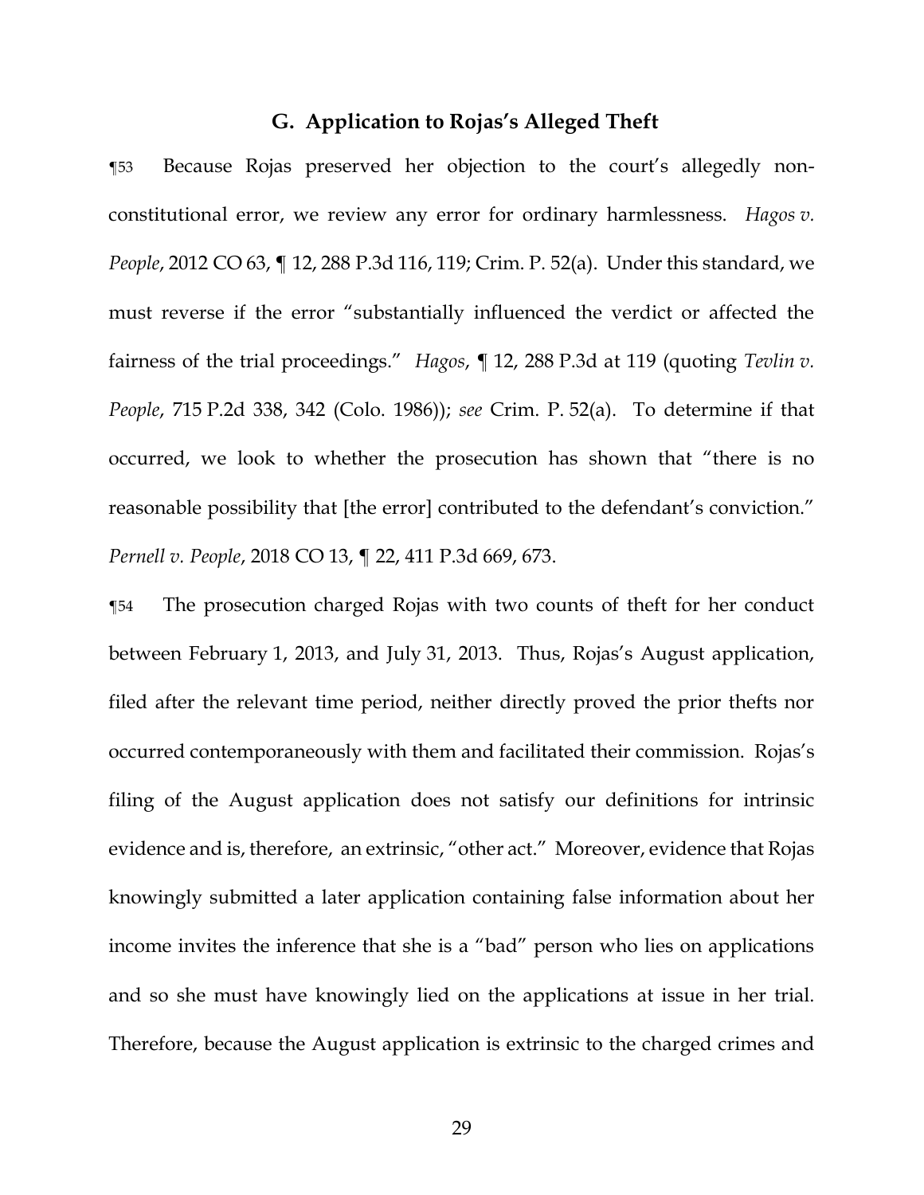## G. Application to Rojas's Alleged Theft

¶53 Because Rojas preserved her objection to the court's allegedly non-constitutional error, we review any error for ordinary harmlessness. *Hagos v. People*, 2012 CO 63, ¶ 12, 288 P.3d 116, 119; Crim. P. 52(a). Under this standard, we must reverse if the error "substantially influenced the verdict or affected the fairness of the trial proceedings." *Hagos*, ¶ 12, 288 P.3d at 119 (quoting *Tevlin v. People*, 715 P.2d 338, 342 (Colo. 1986)); *see* Crim. P. 52(a). To determine if that occurred, we look to whether the prosecution has shown that "there is no reasonable possibility that [the error] contributed to the defendant's conviction." *Pernell v. People*, 2018 CO 13, ¶ 22, 411 P.3d 669, 673.

¶54 The prosecution charged Rojas with two counts of theft for her conduct between February 1, 2013, and July 31, 2013. Thus, Rojas's August application, filed after the relevant time period, neither directly proved the prior thefts nor occurred contemporaneously with them and facilitated their commission. Rojas's filing of the August application does not satisfy our definitions for intrinsic evidence and is, therefore, an extrinsic, "other act." Moreover, evidence that Rojas knowingly submitted a later application containing false information about her income invites the inference that she is a "bad" person who lies on applications and so she must have knowingly lied on the applications at issue in her trial. Therefore, because the August application is extrinsic to the charged crimes and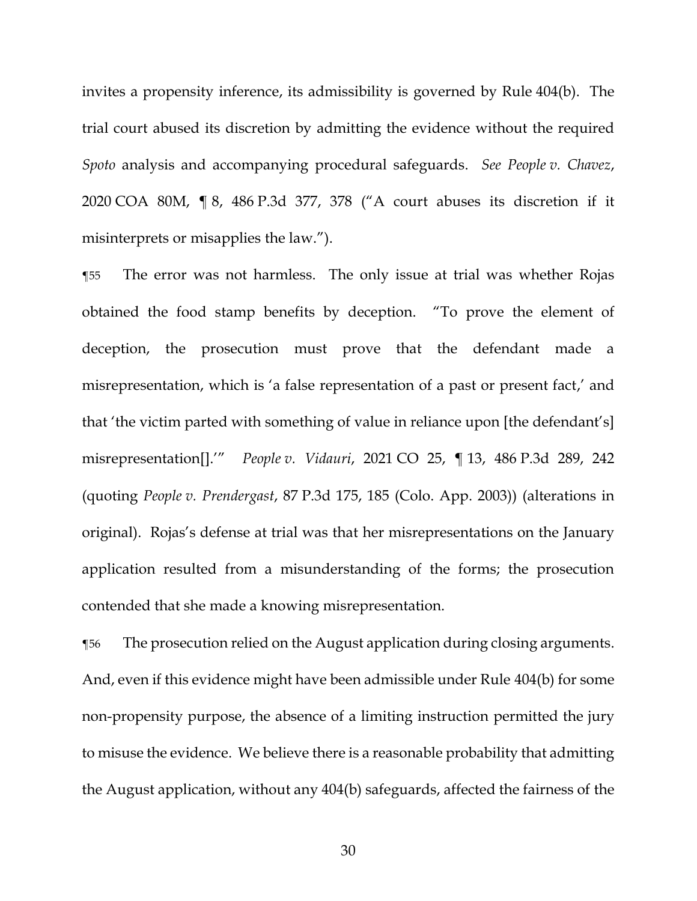invites a propensity inference, its admissibility is governed by Rule 404(b). The trial court abused its discretion by admitting the evidence without the required *Spoto* analysis and accompanying procedural safeguards. *See People v. Chavez*, 2020 COA 80M, ¶ 8, 486 P.3d 377, 378 ("A court abuses its discretion if it misinterprets or misapplies the law.").

¶55 The error was not harmless. The only issue at trial was whether Rojas obtained the food stamp benefits by deception. "To prove the element of deception, the prosecution must prove that the defendant made a misrepresentation, which is 'a false representation of a past or present fact,' and that 'the victim parted with something of value in reliance upon [the defendant's] misrepresentation[].'" *People v. Vidauri*, 2021 CO 25, ¶ 13, 486 P.3d 289, 242 (quoting *People v. Prendergast*, 87 P.3d 175, 185 (Colo. App. 2003)) (alterations in original). Rojas's defense at trial was that her misrepresentations on the January application resulted from a misunderstanding of the forms; the prosecution contended that she made a knowing misrepresentation.

¶56 The prosecution relied on the August application during closing arguments. And, even if this evidence might have been admissible under Rule 404(b) for some non-propensity purpose, the absence of a limiting instruction permitted the jury to misuse the evidence. We believe there is a reasonable probability that admitting the August application, without any 404(b) safeguards, affected the fairness of the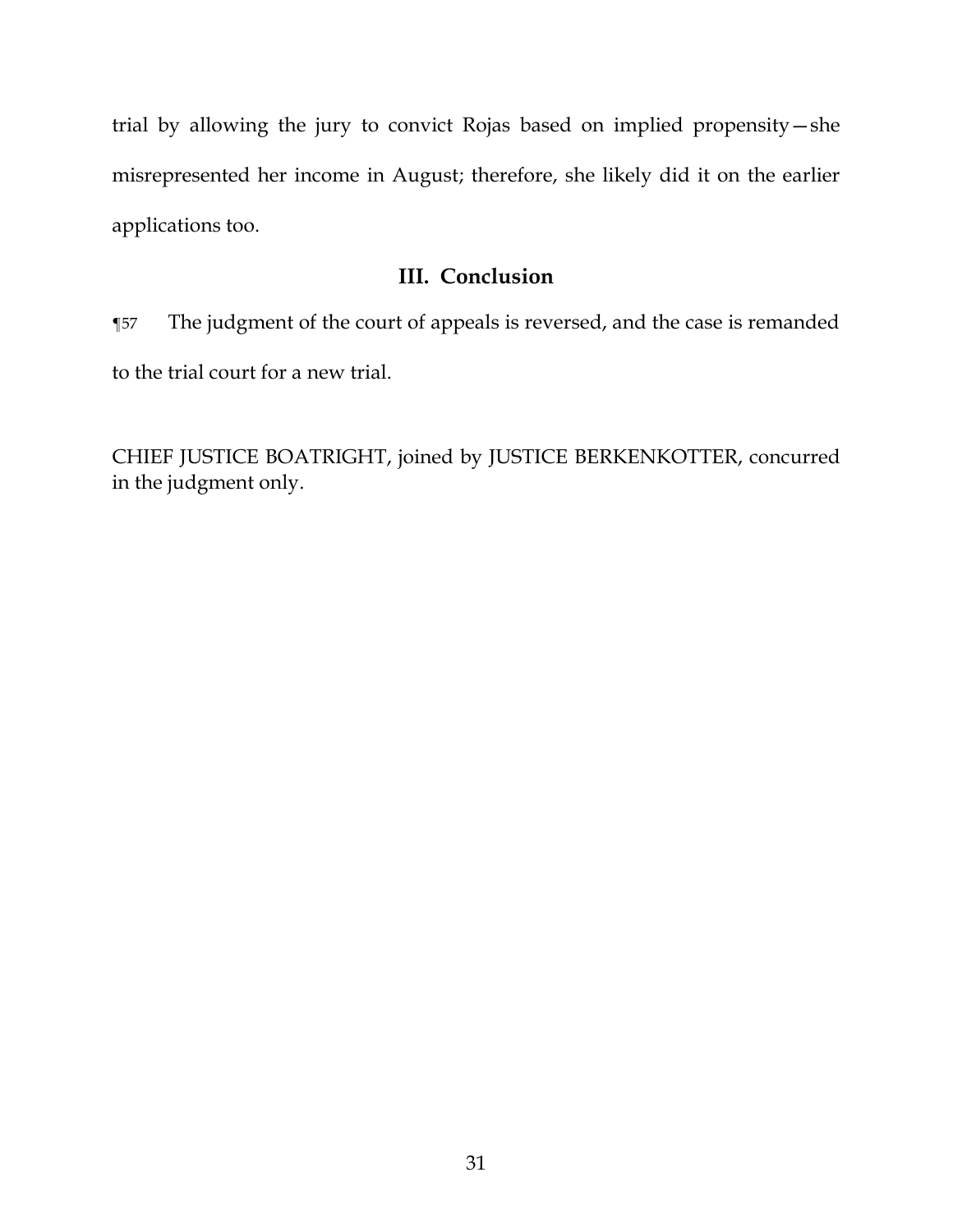trial by allowing the jury to convict Rojas based on implied propensity—she misrepresented her income in August; therefore, she likely did it on the earlier applications too.

## III. Conclusion

¶57 The judgment of the court of appeals is reversed, and the case is remanded to the trial court for a new trial.

CHIEF JUSTICE BOATRIGHT, joined by JUSTICE BERKENKOTTER, concurred in the judgment only.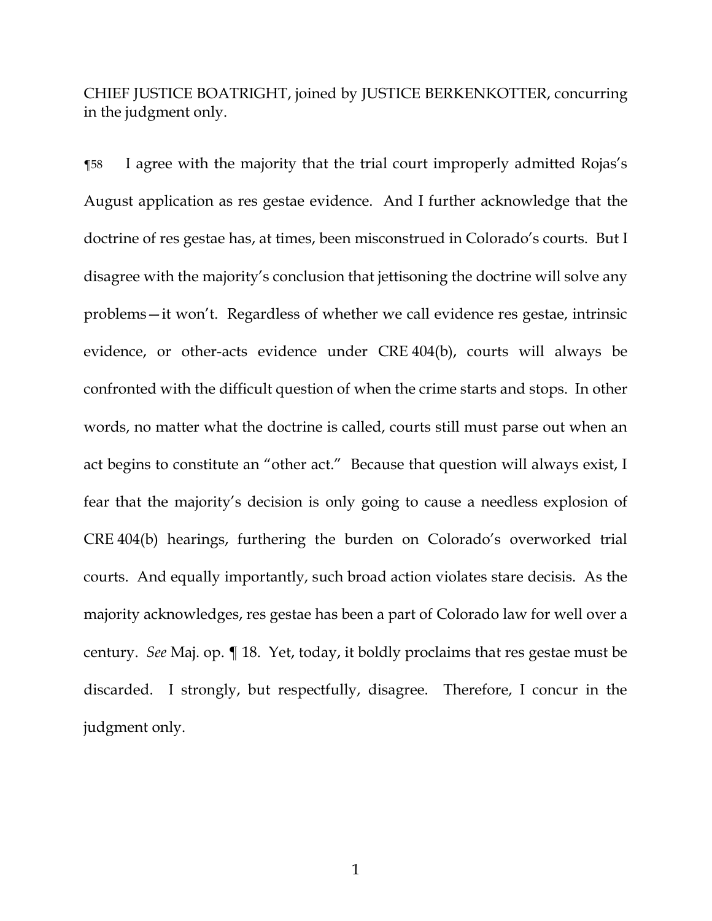CHIEF JUSTICE BOATRIGHT, joined by JUSTICE BERKENKOTTER, concurring in the judgment only.

¶58 I agree with the majority that the trial court improperly admitted Rojas's August application as res gestae evidence. And I further acknowledge that the doctrine of res gestae has, at times, been misconstrued in Colorado's courts. But I disagree with the majority's conclusion that jettisoning the doctrine will solve any problems—it won't. Regardless of whether we call evidence res gestae, intrinsic evidence, or other-acts evidence under CRE 404(b), courts will always be confronted with the difficult question of when the crime starts and stops. In other words, no matter what the doctrine is called, courts still must parse out when an act begins to constitute an "other act." Because that question will always exist, I fear that the majority's decision is only going to cause a needless explosion of CRE 404(b) hearings, furthering the burden on Colorado's overworked trial courts. And equally importantly, such broad action violates stare decisis. As the majority acknowledges, res gestae has been a part of Colorado law for well over a century. *See* Maj. op. ¶ 18. Yet, today, it boldly proclaims that res gestae must be discarded. I strongly, but respectfully, disagree. Therefore, I concur in the judgment only.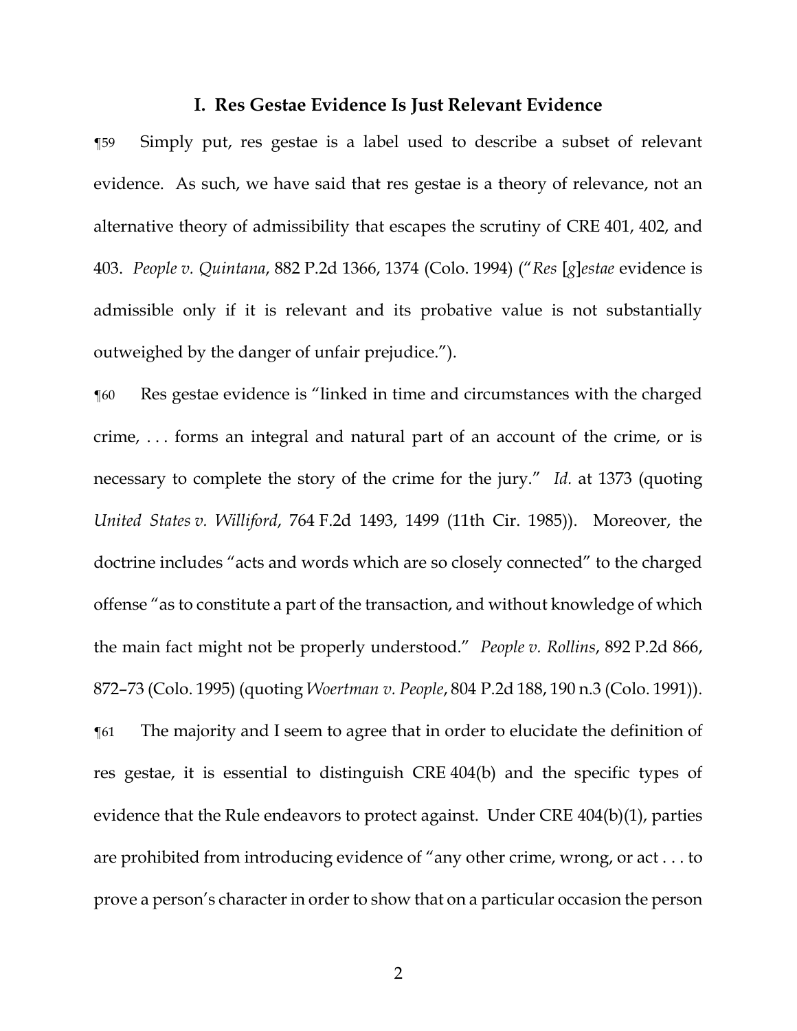## I. Res Gestae Evidence Is Just Relevant Evidence

¶59 Simply put, res gestae is a label used to describe a subset of relevant evidence. As such, we have said that res gestae is a theory of relevance, not an alternative theory of admissibility that escapes the scrutiny of CRE 401, 402, and 403. *People v. Quintana*, 882 P.2d 1366, 1374 (Colo. 1994) ("*Res* [*g*]*estae* evidence is admissible only if it is relevant and its probative value is not substantially outweighed by the danger of unfair prejudice.").

¶60 Res gestae evidence is "linked in time and circumstances with the charged crime, . . . forms an integral and natural part of an account of the crime, or is necessary to complete the story of the crime for the jury." *Id.* at 1373 (quoting *United States v. Williford*, 764 F.2d 1493, 1499 (11th Cir. 1985)). Moreover, the doctrine includes "acts and words which are so closely connected" to the charged offense "as to constitute a part of the transaction, and without knowledge of which the main fact might not be properly understood." *People v. Rollins*, 892 P.2d 866, 872–73 (Colo. 1995) (quoting *Woertman v. People*, 804 P.2d 188, 190 n.3 (Colo. 1991)).

¶61 The majority and I seem to agree that in order to elucidate the definition of res gestae, it is essential to distinguish CRE 404(b) and the specific types of evidence that the Rule endeavors to protect against. Under CRE 404(b)(1), parties are prohibited from introducing evidence of "any other crime, wrong, or act . . . to prove a person's character in order to show that on a particular occasion the person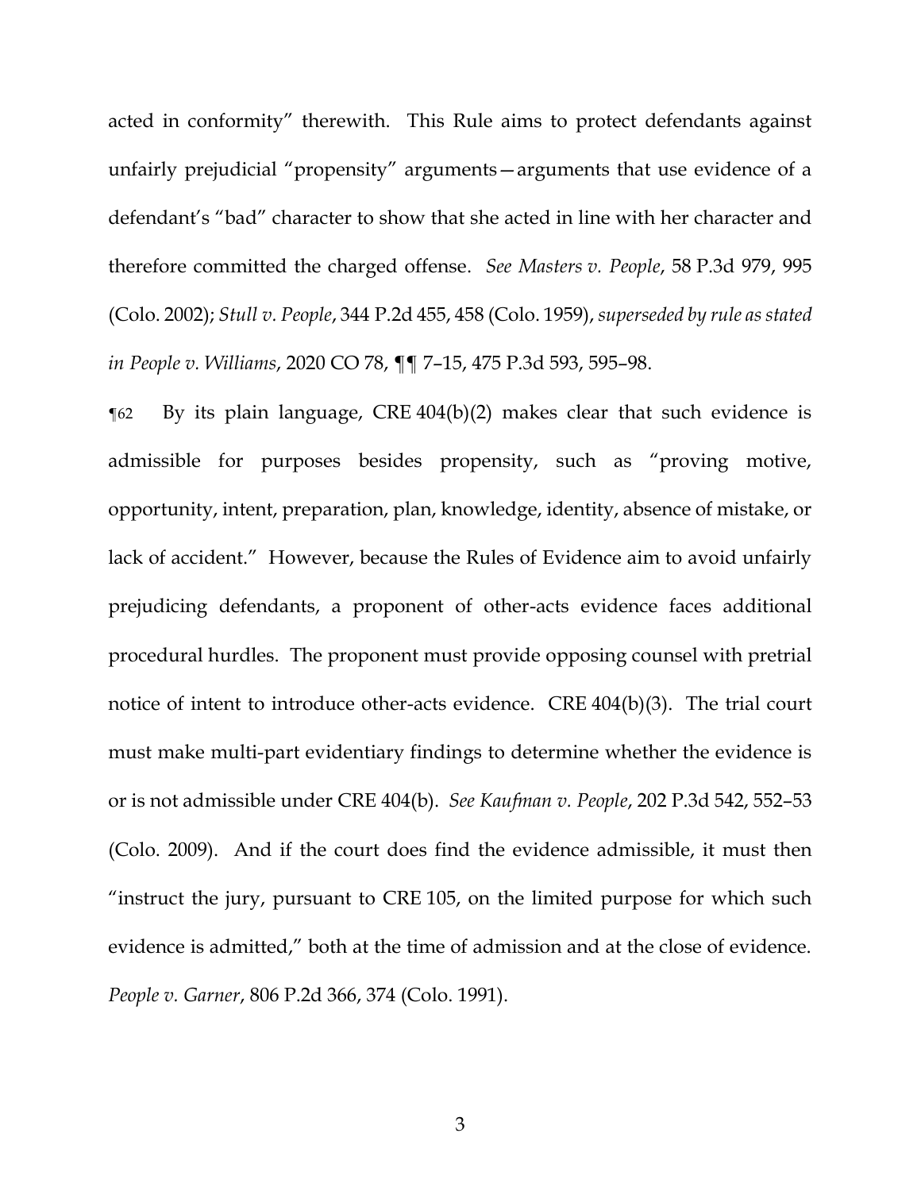acted in conformity" therewith. This Rule aims to protect defendants against unfairly prejudicial "propensity" arguments—arguments that use evidence of a defendant's "bad" character to show that she acted in line with her character and therefore committed the charged offense. *See Masters v. People*, 58 P.3d 979, 995 (Colo. 2002); *Stull v. People*, 344 P.2d 455, 458 (Colo. 1959), *superseded by rule as stated in People v. Williams*, 2020 CO 78, ¶¶ 7–15, 475 P.3d 593, 595–98.

¶62 By its plain language, CRE 404(b)(2) makes clear that such evidence is admissible for purposes besides propensity, such as "proving motive, opportunity, intent, preparation, plan, knowledge, identity, absence of mistake, or lack of accident." However, because the Rules of Evidence aim to avoid unfairly prejudicing defendants, a proponent of other-acts evidence faces additional procedural hurdles. The proponent must provide opposing counsel with pretrial notice of intent to introduce other-acts evidence. CRE 404(b)(3). The trial court must make multi-part evidentiary findings to determine whether the evidence is or is not admissible under CRE 404(b). *See Kaufman v. People*, 202 P.3d 542, 552–53 (Colo. 2009). And if the court does find the evidence admissible, it must then "instruct the jury, pursuant to CRE 105, on the limited purpose for which such evidence is admitted," both at the time of admission and at the close of evidence. *People v. Garner*, 806 P.2d 366, 374 (Colo. 1991).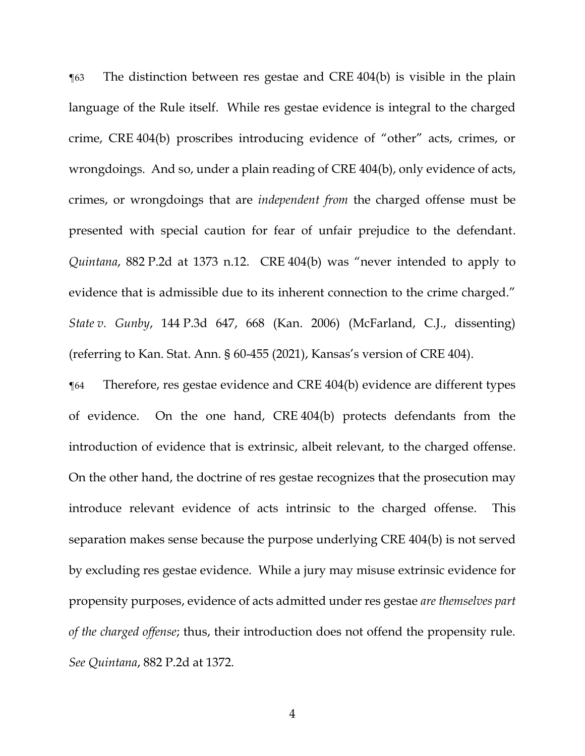¶63 The distinction between res gestae and CRE 404(b) is visible in the plain language of the Rule itself. While res gestae evidence is integral to the charged crime, CRE 404(b) proscribes introducing evidence of "other" acts, crimes, or wrongdoings. And so, under a plain reading of CRE 404(b), only evidence of acts, crimes, or wrongdoings that are *independent from* the charged offense must be presented with special caution for fear of unfair prejudice to the defendant. *Quintana*, 882 P.2d at 1373 n.12. CRE 404(b) was "never intended to apply to evidence that is admissible due to its inherent connection to the crime charged." *State v. Gunby*, 144 P.3d 647, 668 (Kan. 2006) (McFarland, C.J., dissenting) (referring to Kan. Stat. Ann. § 60-455 (2021), Kansas's version of CRE 404).

¶64 Therefore, res gestae evidence and CRE 404(b) evidence are different types of evidence. On the one hand, CRE 404(b) protects defendants from the introduction of evidence that is extrinsic, albeit relevant, to the charged offense. On the other hand, the doctrine of res gestae recognizes that the prosecution may introduce relevant evidence of acts intrinsic to the charged offense. This separation makes sense because the purpose underlying CRE 404(b) is not served by excluding res gestae evidence. While a jury may misuse extrinsic evidence for propensity purposes, evidence of acts admitted under res gestae *are themselves part of the charged offense*; thus, their introduction does not offend the propensity rule. *See Quintana*, 882 P.2d at 1372.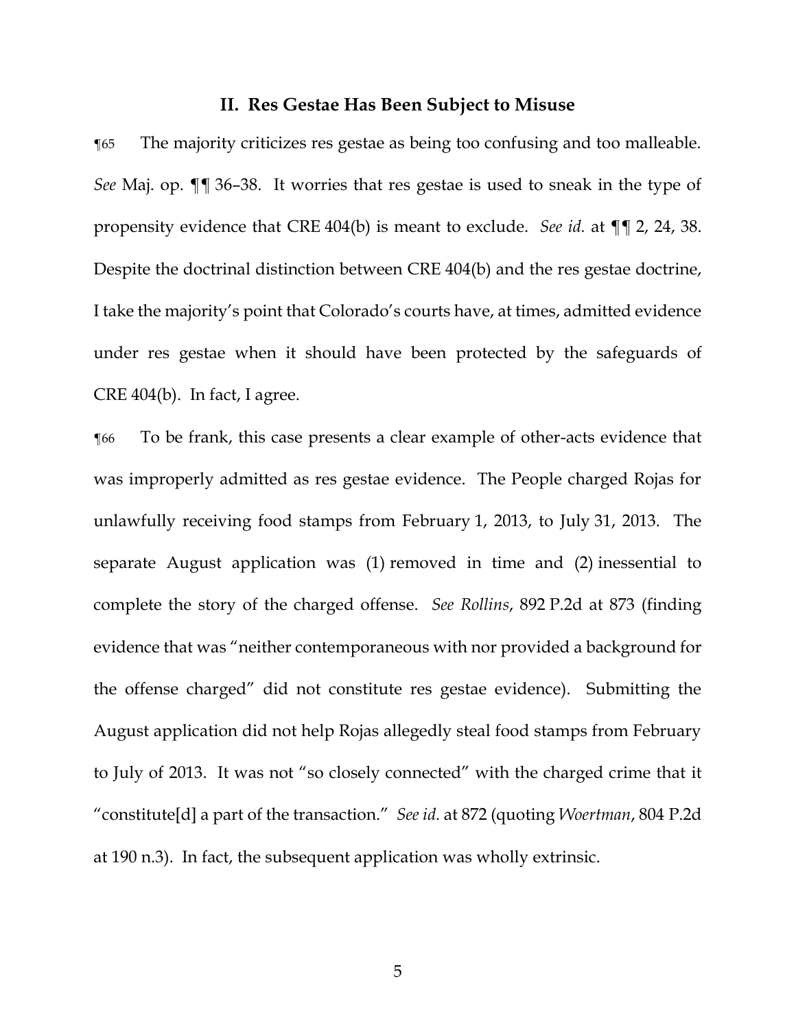## II. Res Gestae Has Been Subject to Misuse

¶65 The majority criticizes res gestae as being too confusing and too malleable. *See* Maj. op. ¶¶ 36–38. It worries that res gestae is used to sneak in the type of propensity evidence that CRE 404(b) is meant to exclude. *See id.* at ¶¶ 2, 24, 38. Despite the doctrinal distinction between CRE 404(b) and the res gestae doctrine, I take the majority's point that Colorado's courts have, at times, admitted evidence under res gestae when it should have been protected by the safeguards of CRE 404(b). In fact, I agree.

¶66 To be frank, this case presents a clear example of other-acts evidence that was improperly admitted as res gestae evidence. The People charged Rojas for unlawfully receiving food stamps from February 1, 2013, to July 31, 2013. The separate August application was (1) removed in time and (2) inessential to complete the story of the charged offense. *See Rollins*, 892 P.2d at 873 (finding evidence that was "neither contemporaneous with nor provided a background for the offense charged" did not constitute res gestae evidence). Submitting the August application did not help Rojas allegedly steal food stamps from February to July of 2013. It was not "so closely connected" with the charged crime that it "constitute[d] a part of the transaction." *See id.* at 872 (quoting *Woertman*, 804 P.2d at 190 n.3). In fact, the subsequent application was wholly extrinsic.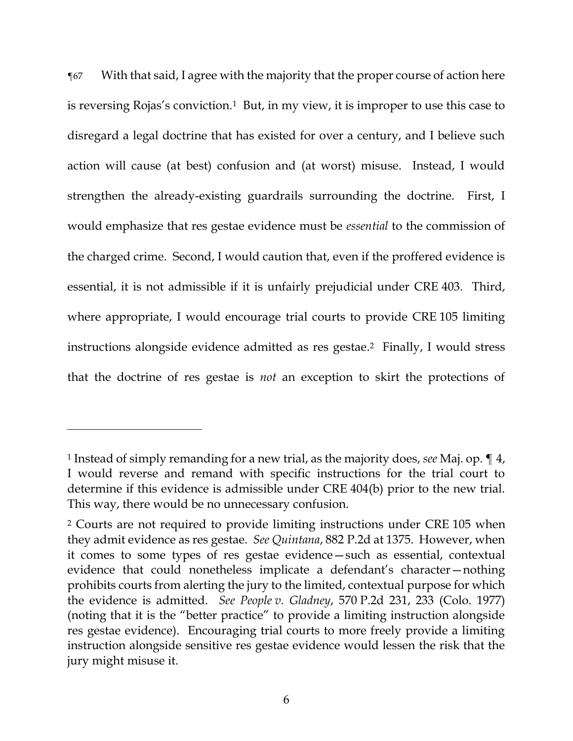¶67 With that said, I agree with the majority that the proper course of action here is reversing Rojas's conviction.[1] But, in my view, it is improper to use this case to disregard a legal doctrine that has existed for over a century, and I believe such action will cause (at best) confusion and (at worst) misuse. Instead, I would strengthen the already-existing guardrails surrounding the doctrine. First, I would emphasize that res gestae evidence must be *essential* to the commission of the charged crime. Second, I would caution that, even if the proffered evidence is essential, it is not admissible if it is unfairly prejudicial under CRE 403. Third, where appropriate, I would encourage trial courts to provide CRE 105 limiting instructions alongside evidence admitted as res gestae.[2] Finally, I would stress that the doctrine of res gestae is *not* an exception to skirt the protections of

---

[1] Instead of simply remanding for a new trial, as the majority does, *see* Maj. op. ¶ 4, I would reverse and remand with specific instructions for the trial court to determine if this evidence is admissible under CRE 404(b) prior to the new trial. This way, there would be no unnecessary confusion.

[2] Courts are not required to provide limiting instructions under CRE 105 when they admit evidence as res gestae. *See Quintana*, 882 P.2d at 1375. However, when it comes to some types of res gestae evidence—such as essential, contextual evidence that could nonetheless implicate a defendant's character—nothing prohibits courts from alerting the jury to the limited, contextual purpose for which the evidence is admitted. *See People v. Gladney*, 570 P.2d 231, 233 (Colo. 1977) (noting that it is the "better practice" to provide a limiting instruction alongside res gestae evidence). Encouraging trial courts to more freely provide a limiting instruction alongside sensitive res gestae evidence would lessen the risk that the jury might misuse it.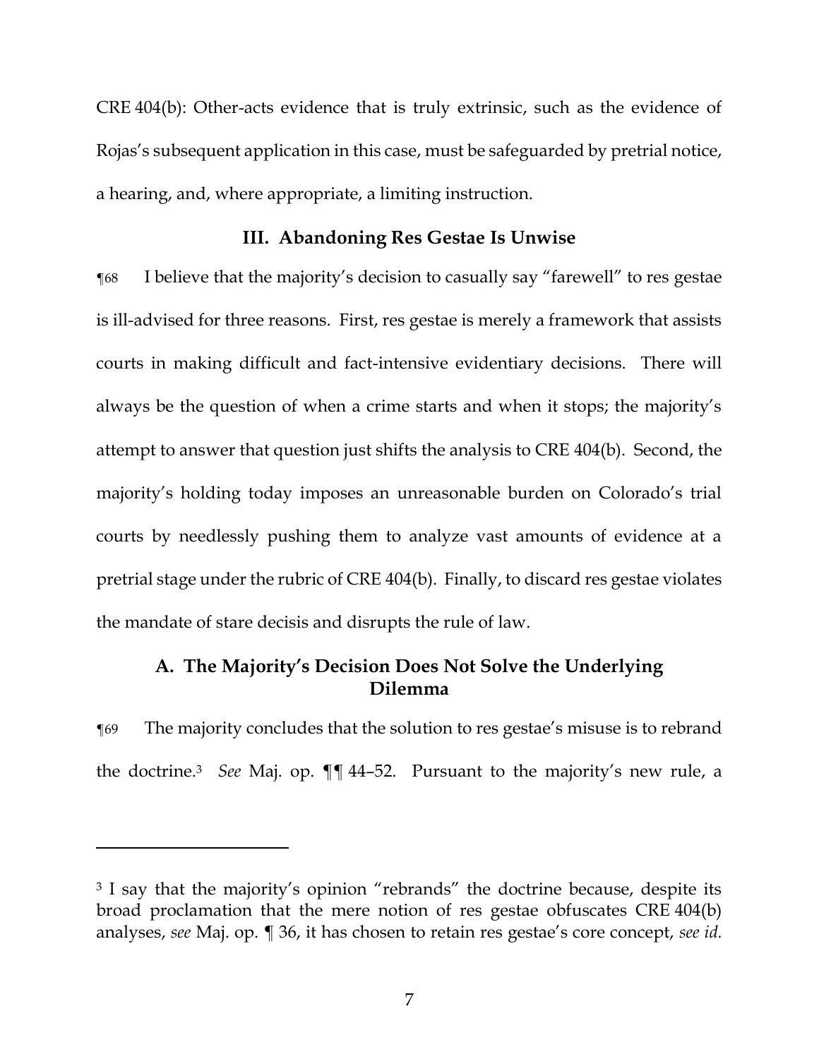CRE 404(b): Other-acts evidence that is truly extrinsic, such as the evidence of Rojas's subsequent application in this case, must be safeguarded by pretrial notice, a hearing, and, where appropriate, a limiting instruction.

## III. Abandoning Res Gestae Is Unwise

¶68 I believe that the majority's decision to casually say "farewell" to res gestae is ill-advised for three reasons. First, res gestae is merely a framework that assists courts in making difficult and fact-intensive evidentiary decisions. There will always be the question of when a crime starts and when it stops; the majority's attempt to answer that question just shifts the analysis to CRE 404(b). Second, the majority's holding today imposes an unreasonable burden on Colorado's trial courts by needlessly pushing them to analyze vast amounts of evidence at a pretrial stage under the rubric of CRE 404(b). Finally, to discard res gestae violates the mandate of stare decisis and disrupts the rule of law.

### A. The Majority's Decision Does Not Solve the Underlying Dilemma

¶69 The majority concludes that the solution to res gestae's misuse is to rebrand the doctrine.[3] *See* Maj. op. ¶¶ 44–52. Pursuant to the majority's new rule, a

---

[3] I say that the majority's opinion "rebrands" the doctrine because, despite its broad proclamation that the mere notion of res gestae obfuscates CRE 404(b) analyses, *see* Maj. op. ¶ 36, it has chosen to retain res gestae's core concept, *see id.*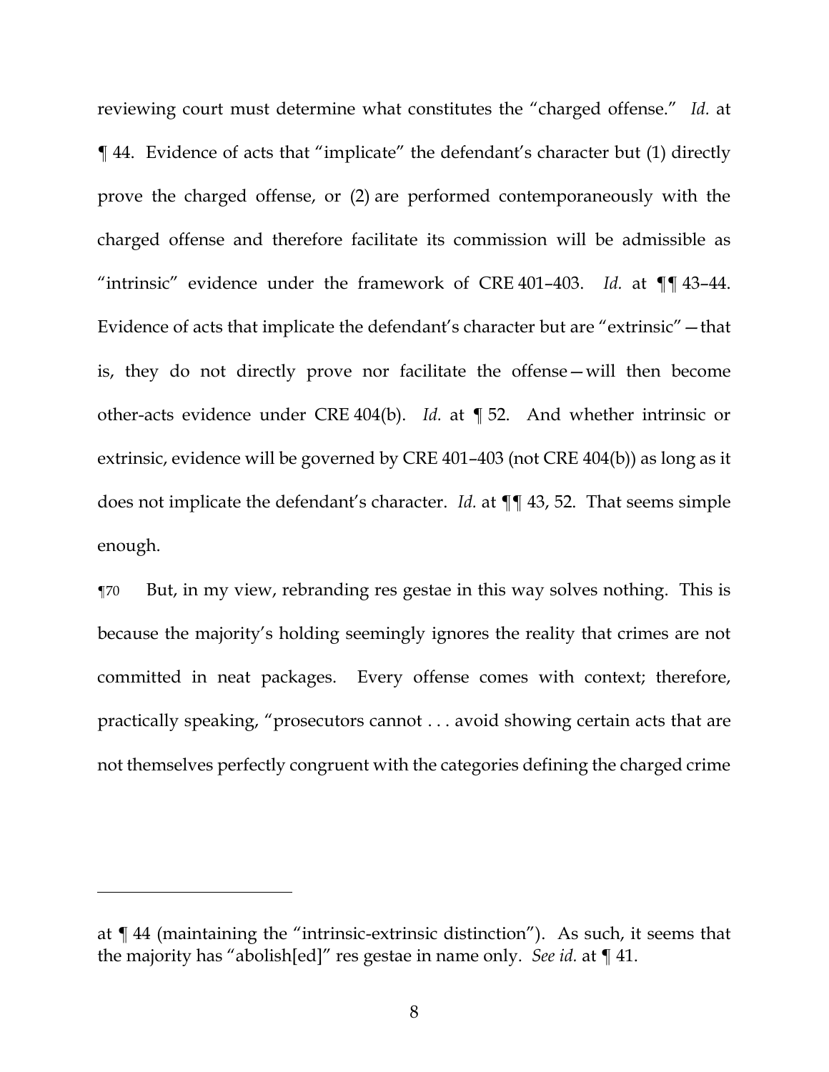reviewing court must determine what constitutes the "charged offense." *Id.* at ¶ 44. Evidence of acts that "implicate" the defendant's character but (1) directly prove the charged offense, or (2) are performed contemporaneously with the charged offense and therefore facilitate its commission will be admissible as "intrinsic" evidence under the framework of CRE 401–403. *Id.* at ¶¶ 43–44. Evidence of acts that implicate the defendant's character but are "extrinsic"—that is, they do not directly prove nor facilitate the offense—will then become other-acts evidence under CRE 404(b). *Id.* at ¶ 52. And whether intrinsic or extrinsic, evidence will be governed by CRE 401–403 (not CRE 404(b)) as long as it does not implicate the defendant's character. *Id.* at ¶¶ 43, 52. That seems simple enough.

¶70 But, in my view, rebranding res gestae in this way solves nothing. This is because the majority's holding seemingly ignores the reality that crimes are not committed in neat packages. Every offense comes with context; therefore, practically speaking, "prosecutors cannot . . . avoid showing certain acts that are not themselves perfectly congruent with the categories defining the charged crime

---

at ¶ 44 (maintaining the "intrinsic-extrinsic distinction"). As such, it seems that the majority has "abolish[ed]" res gestae in name only. *See id.* at ¶ 41.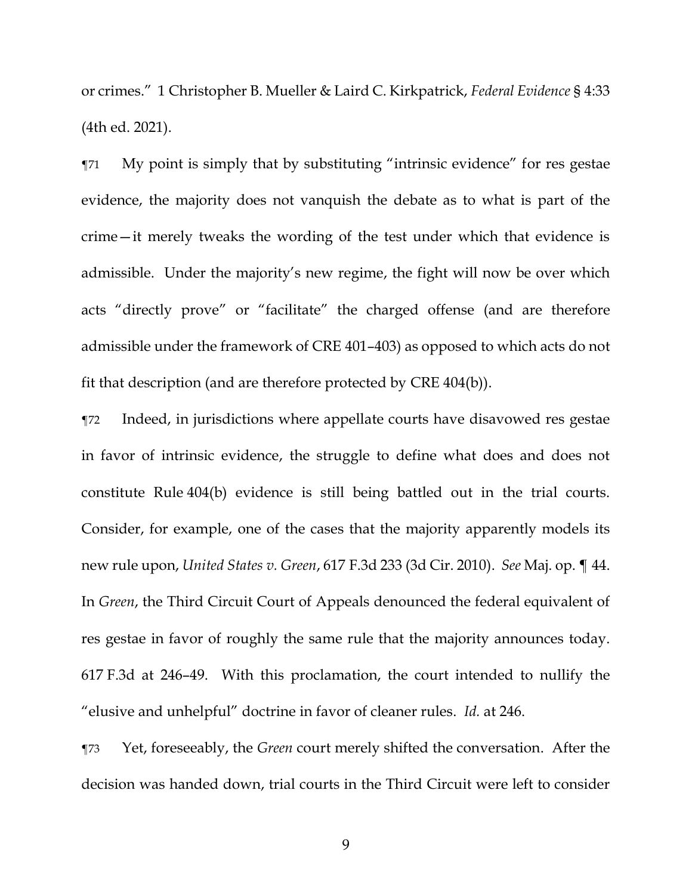or crimes." 1 Christopher B. Mueller & Laird C. Kirkpatrick, *Federal Evidence* § 4:33 (4th ed. 2021).

¶71 My point is simply that by substituting "intrinsic evidence" for res gestae evidence, the majority does not vanquish the debate as to what is part of the crime—it merely tweaks the wording of the test under which that evidence is admissible. Under the majority's new regime, the fight will now be over which acts "directly prove" or "facilitate" the charged offense (and are therefore admissible under the framework of CRE 401–403) as opposed to which acts do not fit that description (and are therefore protected by CRE 404(b)).

¶72 Indeed, in jurisdictions where appellate courts have disavowed res gestae in favor of intrinsic evidence, the struggle to define what does and does not constitute Rule 404(b) evidence is still being battled out in the trial courts. Consider, for example, one of the cases that the majority apparently models its new rule upon, *United States v. Green*, 617 F.3d 233 (3d Cir. 2010). *See* Maj. op. ¶ 44. In *Green*, the Third Circuit Court of Appeals denounced the federal equivalent of res gestae in favor of roughly the same rule that the majority announces today. 617 F.3d at 246–49. With this proclamation, the court intended to nullify the "elusive and unhelpful" doctrine in favor of cleaner rules. *Id.* at 246.

¶73 Yet, foreseeably, the *Green* court merely shifted the conversation. After the decision was handed down, trial courts in the Third Circuit were left to consider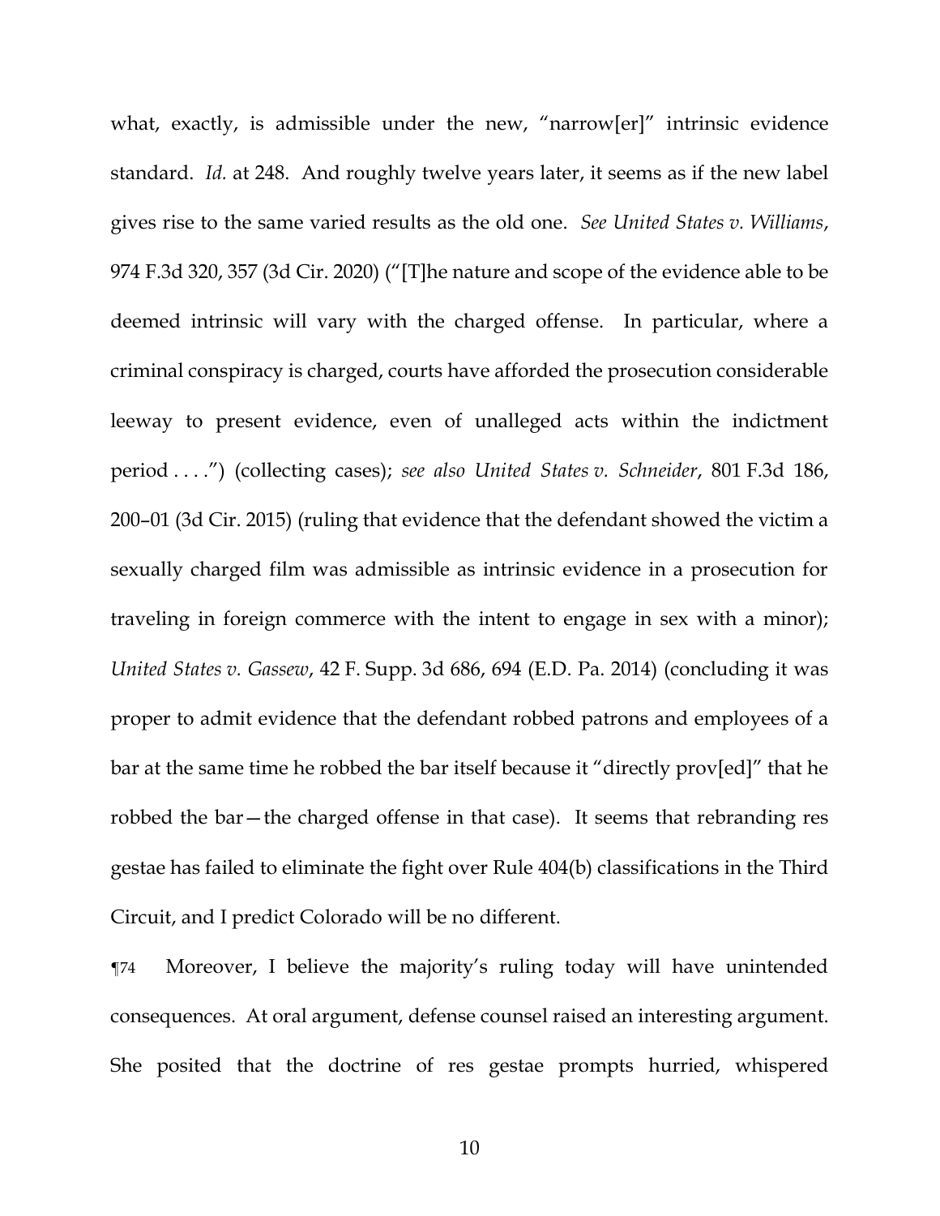what, exactly, is admissible under the new, "narrow[er]" intrinsic evidence standard. *Id.* at 248. And roughly twelve years later, it seems as if the new label gives rise to the same varied results as the old one. *See United States v. Williams*, 974 F.3d 320, 357 (3d Cir. 2020) ("[T]he nature and scope of the evidence able to be deemed intrinsic will vary with the charged offense. In particular, where a criminal conspiracy is charged, courts have afforded the prosecution considerable leeway to present evidence, even of unalleged acts within the indictment period . . . .") (collecting cases); *see also United States v. Schneider*, 801 F.3d 186, 200–01 (3d Cir. 2015) (ruling that evidence that the defendant showed the victim a sexually charged film was admissible as intrinsic evidence in a prosecution for traveling in foreign commerce with the intent to engage in sex with a minor); *United States v. Gassew*, 42 F. Supp. 3d 686, 694 (E.D. Pa. 2014) (concluding it was proper to admit evidence that the defendant robbed patrons and employees of a bar at the same time he robbed the bar itself because it "directly prov[ed]" that he robbed the bar—the charged offense in that case). It seems that rebranding res gestae has failed to eliminate the fight over Rule 404(b) classifications in the Third Circuit, and I predict Colorado will be no different.

¶74 Moreover, I believe the majority's ruling today will have unintended consequences. At oral argument, defense counsel raised an interesting argument. She posited that the doctrine of res gestae prompts hurried, whispered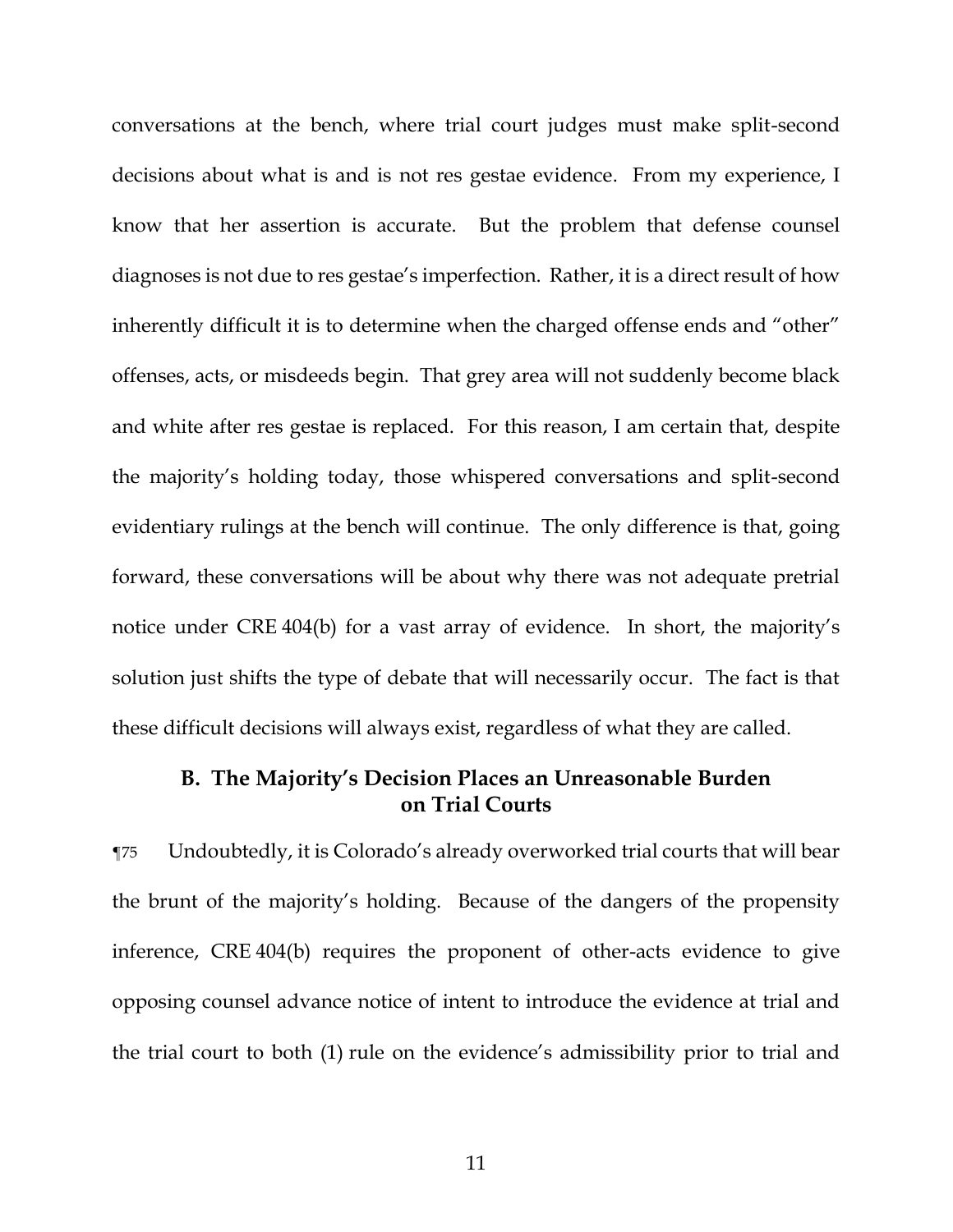conversations at the bench, where trial court judges must make split-second decisions about what is and is not res gestae evidence. From my experience, I know that her assertion is accurate. But the problem that defense counsel diagnoses is not due to res gestae's imperfection. Rather, it is a direct result of how inherently difficult it is to determine when the charged offense ends and "other" offenses, acts, or misdeeds begin. That grey area will not suddenly become black and white after res gestae is replaced. For this reason, I am certain that, despite the majority's holding today, those whispered conversations and split-second evidentiary rulings at the bench will continue. The only difference is that, going forward, these conversations will be about why there was not adequate pretrial notice under CRE 404(b) for a vast array of evidence. In short, the majority's solution just shifts the type of debate that will necessarily occur. The fact is that these difficult decisions will always exist, regardless of what they are called.

### B. The Majority's Decision Places an Unreasonable Burden on Trial Courts

¶75 Undoubtedly, it is Colorado's already overworked trial courts that will bear the brunt of the majority's holding. Because of the dangers of the propensity inference, CRE 404(b) requires the proponent of other-acts evidence to give opposing counsel advance notice of intent to introduce the evidence at trial and the trial court to both (1) rule on the evidence's admissibility prior to trial and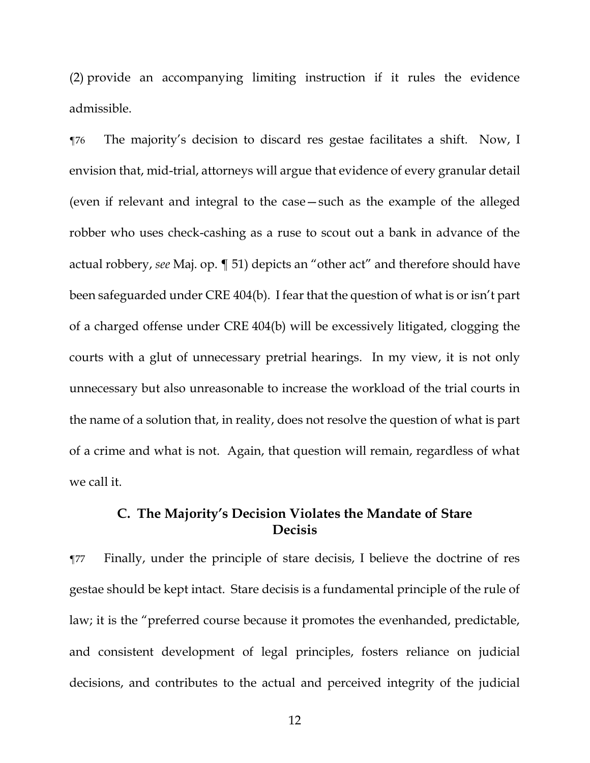(2) provide an accompanying limiting instruction if it rules the evidence admissible.

¶76 The majority's decision to discard res gestae facilitates a shift. Now, I envision that, mid-trial, attorneys will argue that evidence of every granular detail (even if relevant and integral to the case—such as the example of the alleged robber who uses check-cashing as a ruse to scout out a bank in advance of the actual robbery, *see* Maj. op. ¶ 51) depicts an "other act" and therefore should have been safeguarded under CRE 404(b). I fear that the question of what is or isn't part of a charged offense under CRE 404(b) will be excessively litigated, clogging the courts with a glut of unnecessary pretrial hearings. In my view, it is not only unnecessary but also unreasonable to increase the workload of the trial courts in the name of a solution that, in reality, does not resolve the question of what is part of a crime and what is not. Again, that question will remain, regardless of what we call it.

### C. The Majority's Decision Violates the Mandate of Stare Decisis

¶77 Finally, under the principle of stare decisis, I believe the doctrine of res gestae should be kept intact. Stare decisis is a fundamental principle of the rule of law; it is the "preferred course because it promotes the evenhanded, predictable, and consistent development of legal principles, fosters reliance on judicial decisions, and contributes to the actual and perceived integrity of the judicial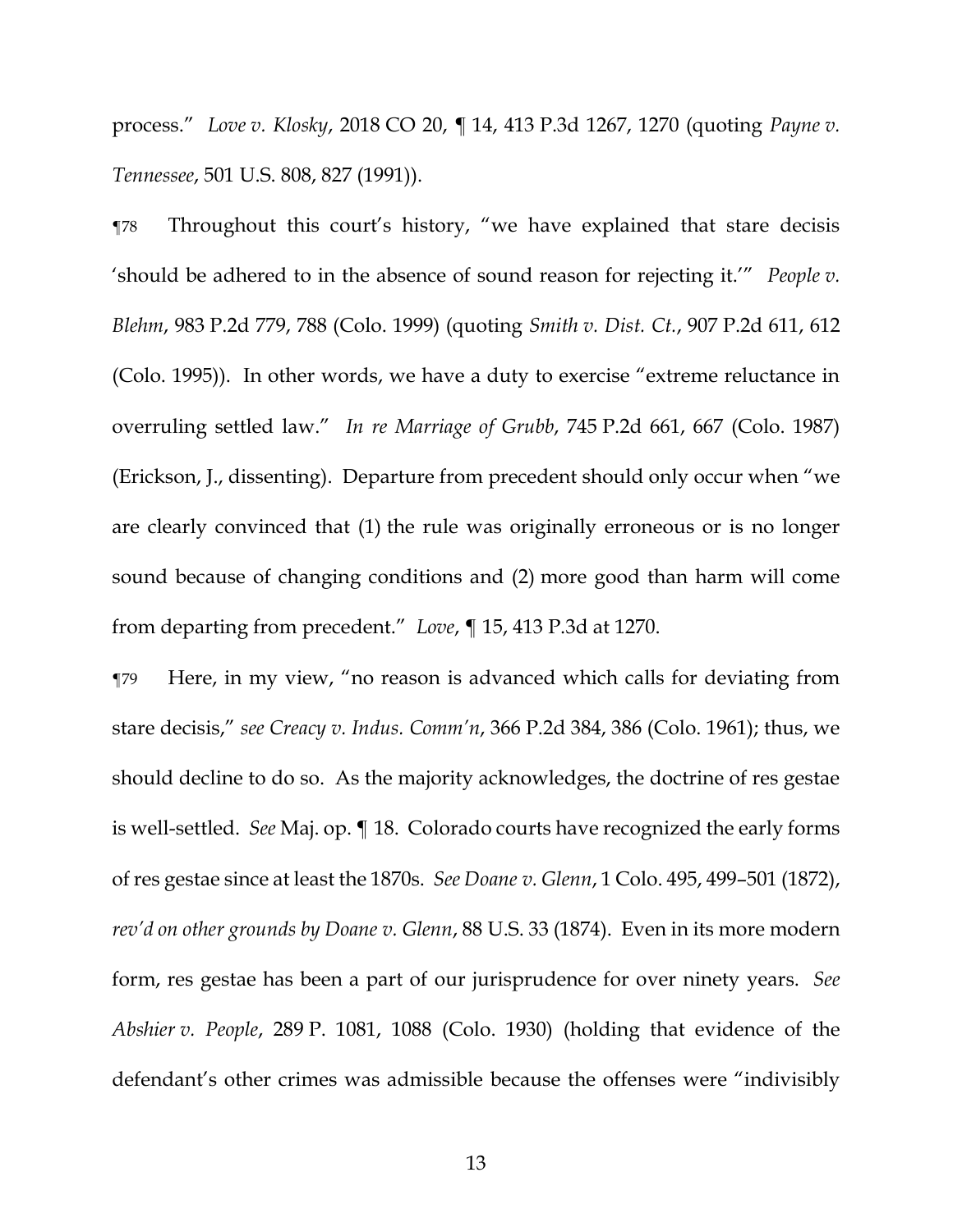process." *Love v. Klosky*, 2018 CO 20, ¶ 14, 413 P.3d 1267, 1270 (quoting *Payne v. Tennessee*, 501 U.S. 808, 827 (1991)).

¶78 Throughout this court's history, "we have explained that stare decisis 'should be adhered to in the absence of sound reason for rejecting it.'" *People v. Blehm*, 983 P.2d 779, 788 (Colo. 1999) (quoting *Smith v. Dist. Ct.*, 907 P.2d 611, 612 (Colo. 1995)). In other words, we have a duty to exercise "extreme reluctance in overruling settled law." *In re Marriage of Grubb*, 745 P.2d 661, 667 (Colo. 1987) (Erickson, J., dissenting). Departure from precedent should only occur when "we are clearly convinced that (1) the rule was originally erroneous or is no longer sound because of changing conditions and (2) more good than harm will come from departing from precedent." *Love*, ¶ 15, 413 P.3d at 1270.

¶79 Here, in my view, "no reason is advanced which calls for deviating from stare decisis," *see Creacy v. Indus. Comm'n*, 366 P.2d 384, 386 (Colo. 1961); thus, we should decline to do so. As the majority acknowledges, the doctrine of res gestae is well-settled. *See* Maj. op. ¶ 18. Colorado courts have recognized the early forms of res gestae since at least the 1870s. *See Doane v. Glenn*, 1 Colo. 495, 499–501 (1872), *rev'd on other grounds by Doane v. Glenn*, 88 U.S. 33 (1874). Even in its more modern form, res gestae has been a part of our jurisprudence for over ninety years. *See Abshier v. People*, 289 P. 1081, 1088 (Colo. 1930) (holding that evidence of the defendant's other crimes was admissible because the offenses were "indivisibly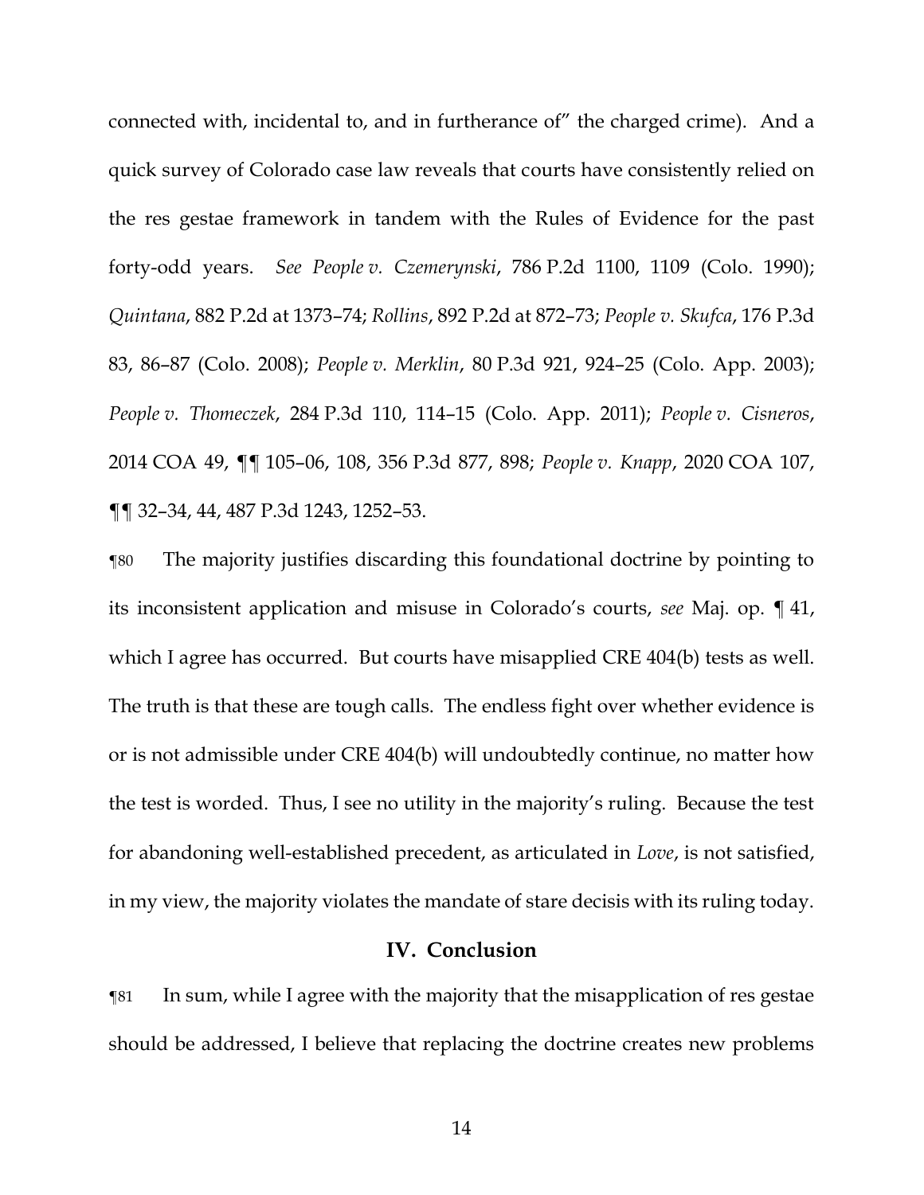connected with, incidental to, and in furtherance of" the charged crime). And a quick survey of Colorado case law reveals that courts have consistently relied on the res gestae framework in tandem with the Rules of Evidence for the past forty-odd years. *See People v. Czemerynski*, 786 P.2d 1100, 1109 (Colo. 1990); *Quintana*, 882 P.2d at 1373–74; *Rollins*, 892 P.2d at 872–73; *People v. Skufca*, 176 P.3d 83, 86–87 (Colo. 2008); *People v. Merklin*, 80 P.3d 921, 924–25 (Colo. App. 2003); *People v. Thomeczek*, 284 P.3d 110, 114–15 (Colo. App. 2011); *People v. Cisneros*, 2014 COA 49, ¶¶ 105–06, 108, 356 P.3d 877, 898; *People v. Knapp*, 2020 COA 107, ¶¶ 32–34, 44, 487 P.3d 1243, 1252–53.

¶80 The majority justifies discarding this foundational doctrine by pointing to its inconsistent application and misuse in Colorado's courts, *see* Maj. op. ¶ 41, which I agree has occurred. But courts have misapplied CRE 404(b) tests as well. The truth is that these are tough calls. The endless fight over whether evidence is or is not admissible under CRE 404(b) will undoubtedly continue, no matter how the test is worded. Thus, I see no utility in the majority's ruling. Because the test for abandoning well-established precedent, as articulated in *Love*, is not satisfied, in my view, the majority violates the mandate of stare decisis with its ruling today.

## IV. Conclusion

¶81 In sum, while I agree with the majority that the misapplication of res gestae should be addressed, I believe that replacing the doctrine creates new problems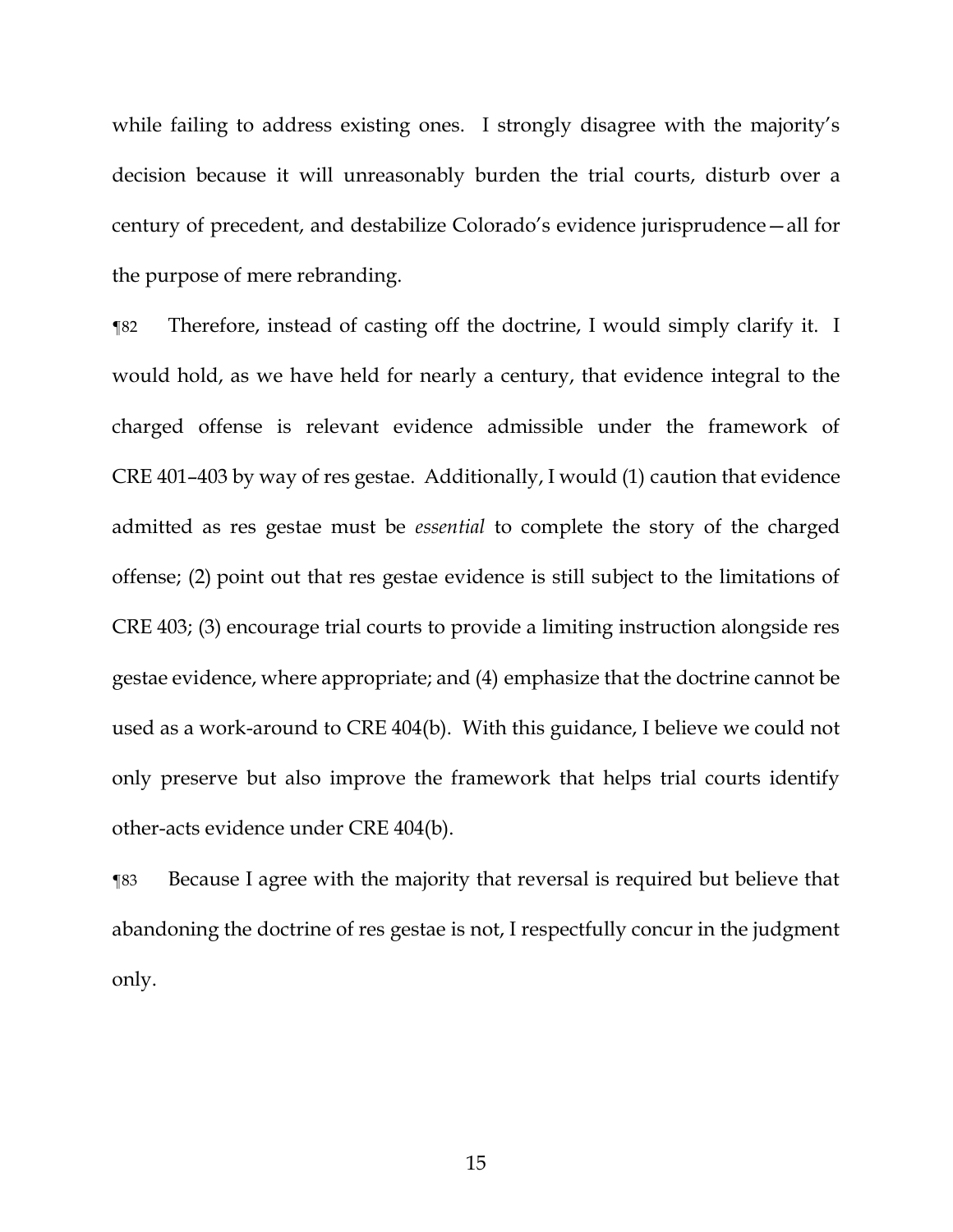while failing to address existing ones. I strongly disagree with the majority's decision because it will unreasonably burden the trial courts, disturb over a century of precedent, and destabilize Colorado's evidence jurisprudence—all for the purpose of mere rebranding.

¶82 Therefore, instead of casting off the doctrine, I would simply clarify it. I would hold, as we have held for nearly a century, that evidence integral to the charged offense is relevant evidence admissible under the framework of CRE 401–403 by way of res gestae. Additionally, I would (1) caution that evidence admitted as res gestae must be *essential* to complete the story of the charged offense; (2) point out that res gestae evidence is still subject to the limitations of CRE 403; (3) encourage trial courts to provide a limiting instruction alongside res gestae evidence, where appropriate; and (4) emphasize that the doctrine cannot be used as a work-around to CRE 404(b). With this guidance, I believe we could not only preserve but also improve the framework that helps trial courts identify other-acts evidence under CRE 404(b).

¶83 Because I agree with the majority that reversal is required but believe that abandoning the doctrine of res gestae is not, I respectfully concur in the judgment only.